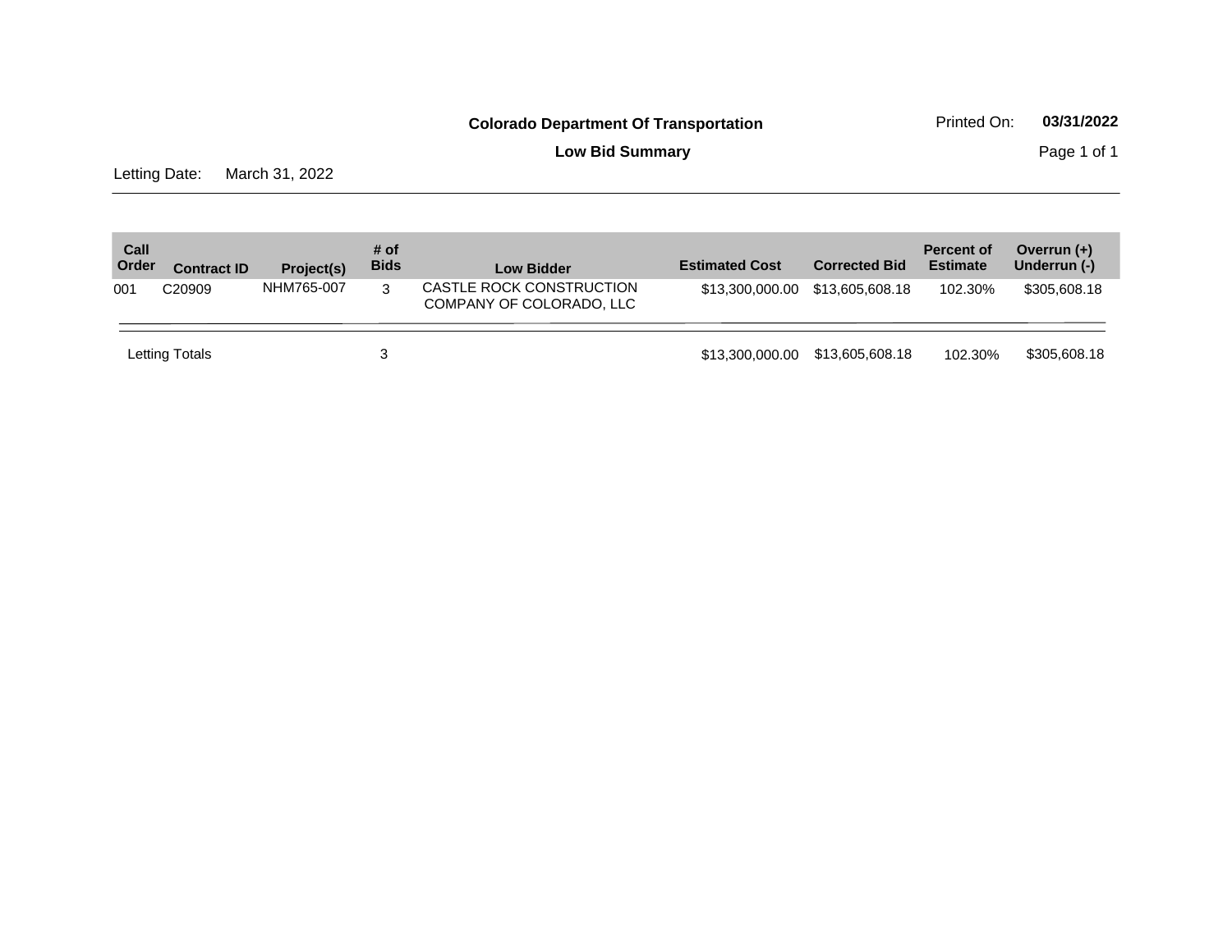# Colorado Department Of Transportation

Printed On: **03/31/2022**

## Low Bid Summary

Letting Date: March 31, 2022

| Call Order | Contract ID | Project(s) | # of Bids | Low Bidder | Estimated Cost | Corrected Bid | Percent of Estimate | Overrun (+) Underrun (-) |
|---|---|---|---|---|---|---|---|---|
| 001 | C20909 | NHM765-007 | 3 | CASTLE ROCK CONSTRUCTION COMPANY OF COLORADO, LLC | $13,300,000.00 | $13,605,608.18 | 102.30% | $305,608.18 |
| Letting Totals | | | 3 | | $13,300,000.00 | $13,605,608.18 | 102.30% | $305,608.18 |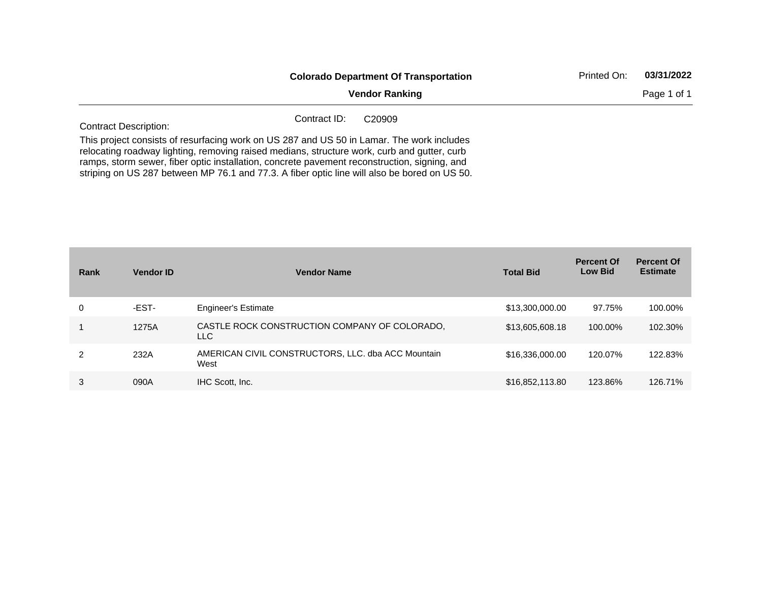**Colorado Department Of Transportation**

**Vendor Ranking**

Printed On: **03/31/2022**

Contract ID: C20909

Contract Description:

This project consists of resurfacing work on US 287 and US 50 in Lamar. The work includes relocating roadway lighting, removing raised medians, structure work, curb and gutter, curb ramps, storm sewer, fiber optic installation, concrete pavement reconstruction, signing, and striping on US 287 between MP 76.1 and 77.3. A fiber optic line will also be bored on US 50.

| Rank | Vendor ID | Vendor Name | Total Bid | Percent Of Low Bid | Percent Of Estimate |
|---|---|---|---|---|---|
| 0 | -EST- | Engineer's Estimate | $13,300,000.00 | 97.75% | 100.00% |
| 1 | 1275A | CASTLE ROCK CONSTRUCTION COMPANY OF COLORADO, LLC | $13,605,608.18 | 100.00% | 102.30% |
| 2 | 232A | AMERICAN CIVIL CONSTRUCTORS, LLC. dba ACC Mountain West | $16,336,000.00 | 120.07% | 122.83% |
| 3 | 090A | IHC Scott, Inc. | $16,852,113.80 | 123.86% | 126.71% |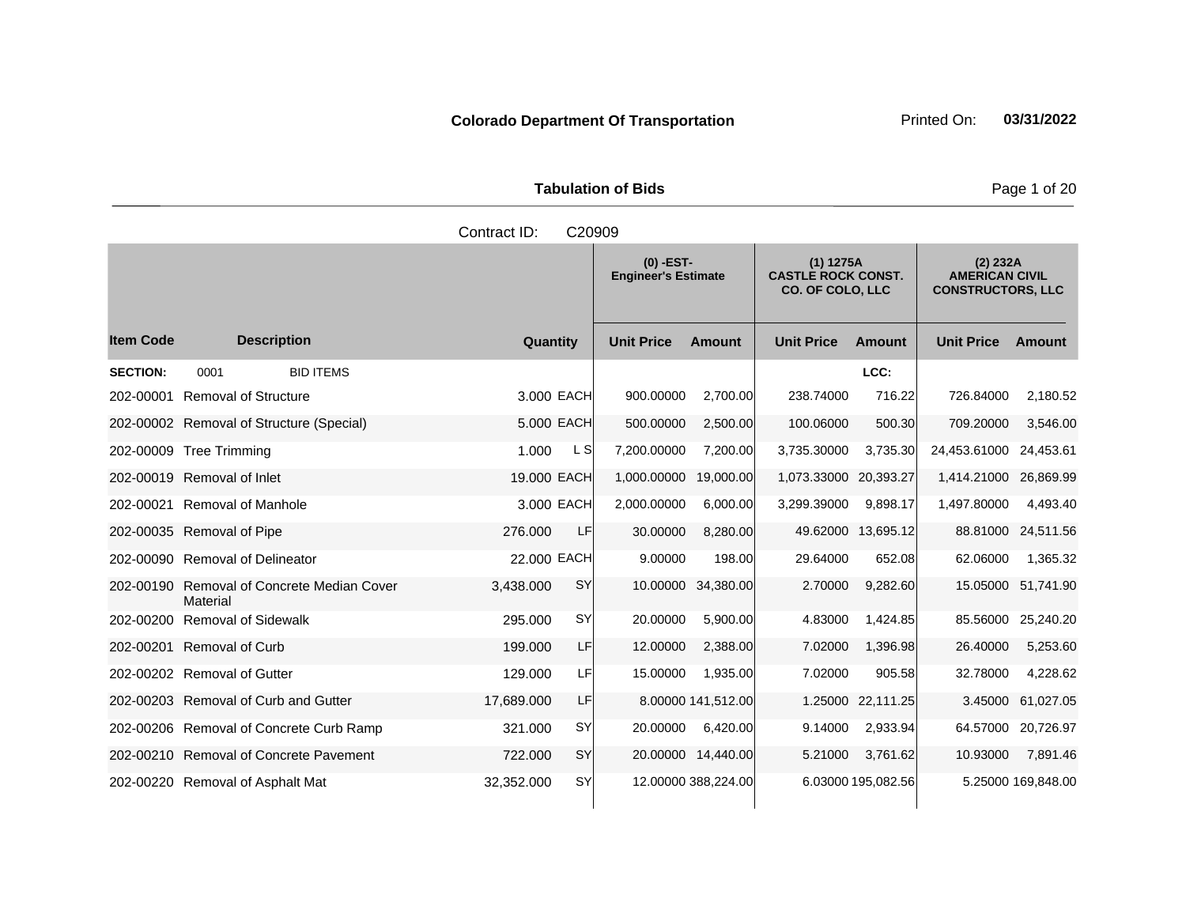**Colorado Department Of Transportation**

Printed On: **03/31/2022**

**Tabulation of Bids**

Contract ID: C20909

| Item Code | Description | Quantity | | (0) -EST- Engineer's Estimate | | (1) 1275A CASTLE ROCK CONST. CO. OF COLO, LLC | | (2) 232A AMERICAN CIVIL CONSTRUCTORS, LLC | |
|---|---|---|---|---|---|---|---|---|---|
| | | | | Unit Price | Amount | Unit Price | Amount | Unit Price | Amount |
| **SECTION:** | 0001 BID ITEMS | | | | | | LCC: | | |
| 202-00001 | Removal of Structure | 3.000 | EACH | 900.00000 | 2,700.00 | 238.74000 | 716.22 | 726.84000 | 2,180.52 |
| 202-00002 | Removal of Structure (Special) | 5.000 | EACH | 500.00000 | 2,500.00 | 100.06000 | 500.30 | 709.20000 | 3,546.00 |
| 202-00009 | Tree Trimming | 1.000 | L S | 7,200.00000 | 7,200.00 | 3,735.30000 | 3,735.30 | 24,453.61000 | 24,453.61 |
| 202-00019 | Removal of Inlet | 19.000 | EACH | 1,000.00000 | 19,000.00 | 1,073.33000 | 20,393.27 | 1,414.21000 | 26,869.99 |
| 202-00021 | Removal of Manhole | 3.000 | EACH | 2,000.00000 | 6,000.00 | 3,299.39000 | 9,898.17 | 1,497.80000 | 4,493.40 |
| 202-00035 | Removal of Pipe | 276.000 | LF | 30.00000 | 8,280.00 | 49.62000 | 13,695.12 | 88.81000 | 24,511.56 |
| 202-00090 | Removal of Delineator | 22.000 | EACH | 9.00000 | 198.00 | 29.64000 | 652.08 | 62.06000 | 1,365.32 |
| 202-00190 | Removal of Concrete Median Cover Material | 3,438.000 | SY | 10.00000 | 34,380.00 | 2.70000 | 9,282.60 | 15.05000 | 51,741.90 |
| 202-00200 | Removal of Sidewalk | 295.000 | SY | 20.00000 | 5,900.00 | 4.83000 | 1,424.85 | 85.56000 | 25,240.20 |
| 202-00201 | Removal of Curb | 199.000 | LF | 12.00000 | 2,388.00 | 7.02000 | 1,396.98 | 26.40000 | 5,253.60 |
| 202-00202 | Removal of Gutter | 129.000 | LF | 15.00000 | 1,935.00 | 7.02000 | 905.58 | 32.78000 | 4,228.62 |
| 202-00203 | Removal of Curb and Gutter | 17,689.000 | LF | 8.00000 | 141,512.00 | 1.25000 | 22,111.25 | 3.45000 | 61,027.05 |
| 202-00206 | Removal of Concrete Curb Ramp | 321.000 | SY | 20.00000 | 6,420.00 | 9.14000 | 2,933.94 | 64.57000 | 20,726.97 |
| 202-00210 | Removal of Concrete Pavement | 722.000 | SY | 20.00000 | 14,440.00 | 5.21000 | 3,761.62 | 10.93000 | 7,891.46 |
| 202-00220 | Removal of Asphalt Mat | 32,352.000 | SY | 12.00000 | 388,224.00 | 6.03000 | 195,082.56 | 5.25000 | 169,848.00 |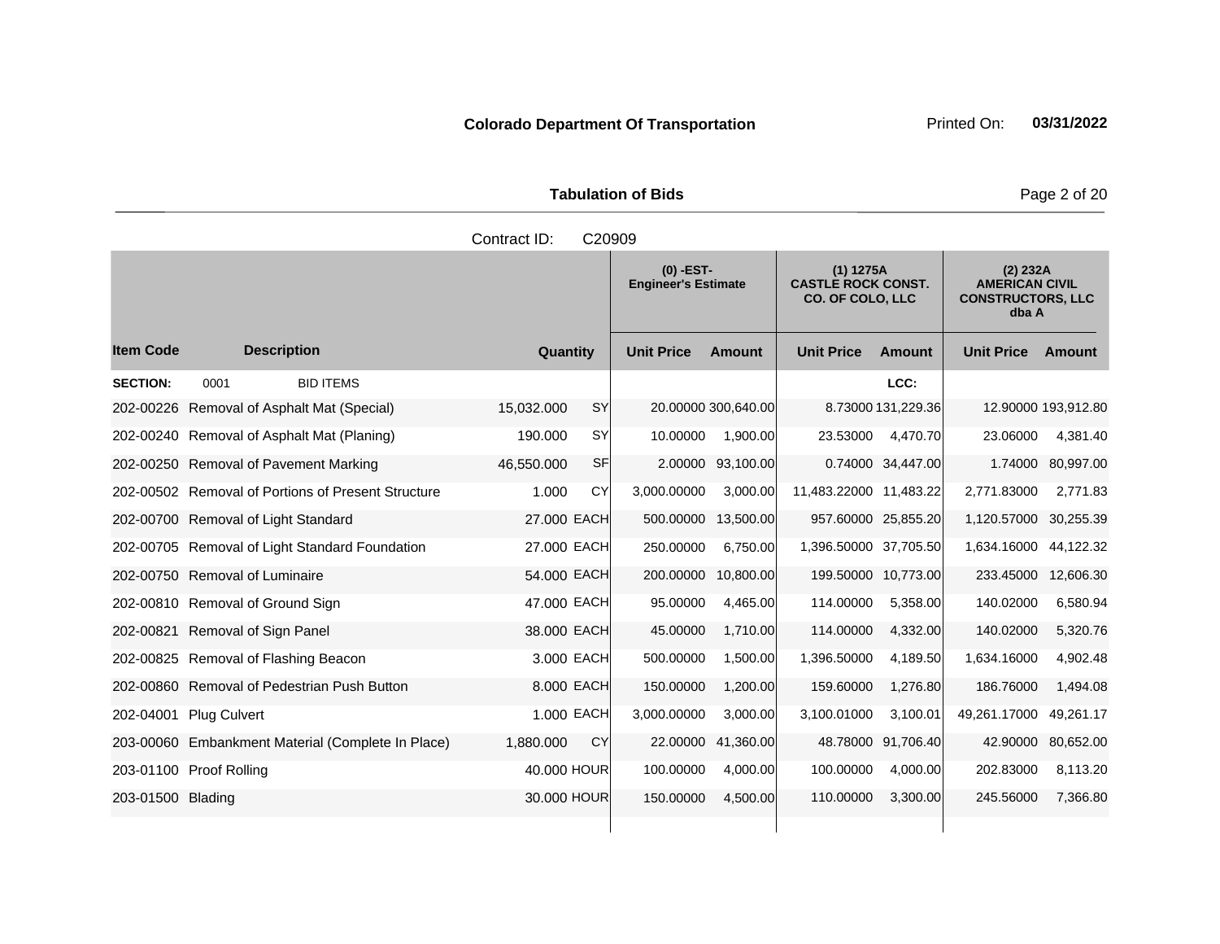**Colorado Department Of Transportation**

Printed On: **03/31/2022**

**Tabulation of Bids**

Contract ID: C20909

| | | | | (0) -EST- Engineer's Estimate | | (1) 1275A CASTLE ROCK CONST. CO. OF COLO, LLC | | (2) 232A AMERICAN CIVIL CONSTRUCTORS, LLC dba A | |
|---|---|---|---|---|---|---|---|---|---|
| **Item Code** | **Description** | **Quantity** | | **Unit Price** | **Amount** | **Unit Price** | **Amount** | **Unit Price** | **Amount** |
| **SECTION:** | 0001 BID ITEMS | | | | | | LCC: | | |
| 202-00226 | Removal of Asphalt Mat (Special) | 15,032.000 | SY | 20.00000 | 300,640.00 | 8.73000 | 131,229.36 | 12.90000 | 193,912.80 |
| 202-00240 | Removal of Asphalt Mat (Planing) | 190.000 | SY | 10.00000 | 1,900.00 | 23.53000 | 4,470.70 | 23.06000 | 4,381.40 |
| 202-00250 | Removal of Pavement Marking | 46,550.000 | SF | 2.00000 | 93,100.00 | 0.74000 | 34,447.00 | 1.74000 | 80,997.00 |
| 202-00502 | Removal of Portions of Present Structure | 1.000 | CY | 3,000.00000 | 3,000.00 | 11,483.22000 | 11,483.22 | 2,771.83000 | 2,771.83 |
| 202-00700 | Removal of Light Standard | 27.000 | EACH | 500.00000 | 13,500.00 | 957.60000 | 25,855.20 | 1,120.57000 | 30,255.39 |
| 202-00705 | Removal of Light Standard Foundation | 27.000 | EACH | 250.00000 | 6,750.00 | 1,396.50000 | 37,705.50 | 1,634.16000 | 44,122.32 |
| 202-00750 | Removal of Luminaire | 54.000 | EACH | 200.00000 | 10,800.00 | 199.50000 | 10,773.00 | 233.45000 | 12,606.30 |
| 202-00810 | Removal of Ground Sign | 47.000 | EACH | 95.00000 | 4,465.00 | 114.00000 | 5,358.00 | 140.02000 | 6,580.94 |
| 202-00821 | Removal of Sign Panel | 38.000 | EACH | 45.00000 | 1,710.00 | 114.00000 | 4,332.00 | 140.02000 | 5,320.76 |
| 202-00825 | Removal of Flashing Beacon | 3.000 | EACH | 500.00000 | 1,500.00 | 1,396.50000 | 4,189.50 | 1,634.16000 | 4,902.48 |
| 202-00860 | Removal of Pedestrian Push Button | 8.000 | EACH | 150.00000 | 1,200.00 | 159.60000 | 1,276.80 | 186.76000 | 1,494.08 |
| 202-04001 | Plug Culvert | 1.000 | EACH | 3,000.00000 | 3,000.00 | 3,100.01000 | 3,100.01 | 49,261.17000 | 49,261.17 |
| 203-00060 | Embankment Material (Complete In Place) | 1,880.000 | CY | 22.00000 | 41,360.00 | 48.78000 | 91,706.40 | 42.90000 | 80,652.00 |
| 203-01100 | Proof Rolling | 40.000 | HOUR | 100.00000 | 4,000.00 | 100.00000 | 4,000.00 | 202.83000 | 8,113.20 |
| 203-01500 | Blading | 30.000 | HOUR | 150.00000 | 4,500.00 | 110.00000 | 3,300.00 | 245.56000 | 7,366.80 |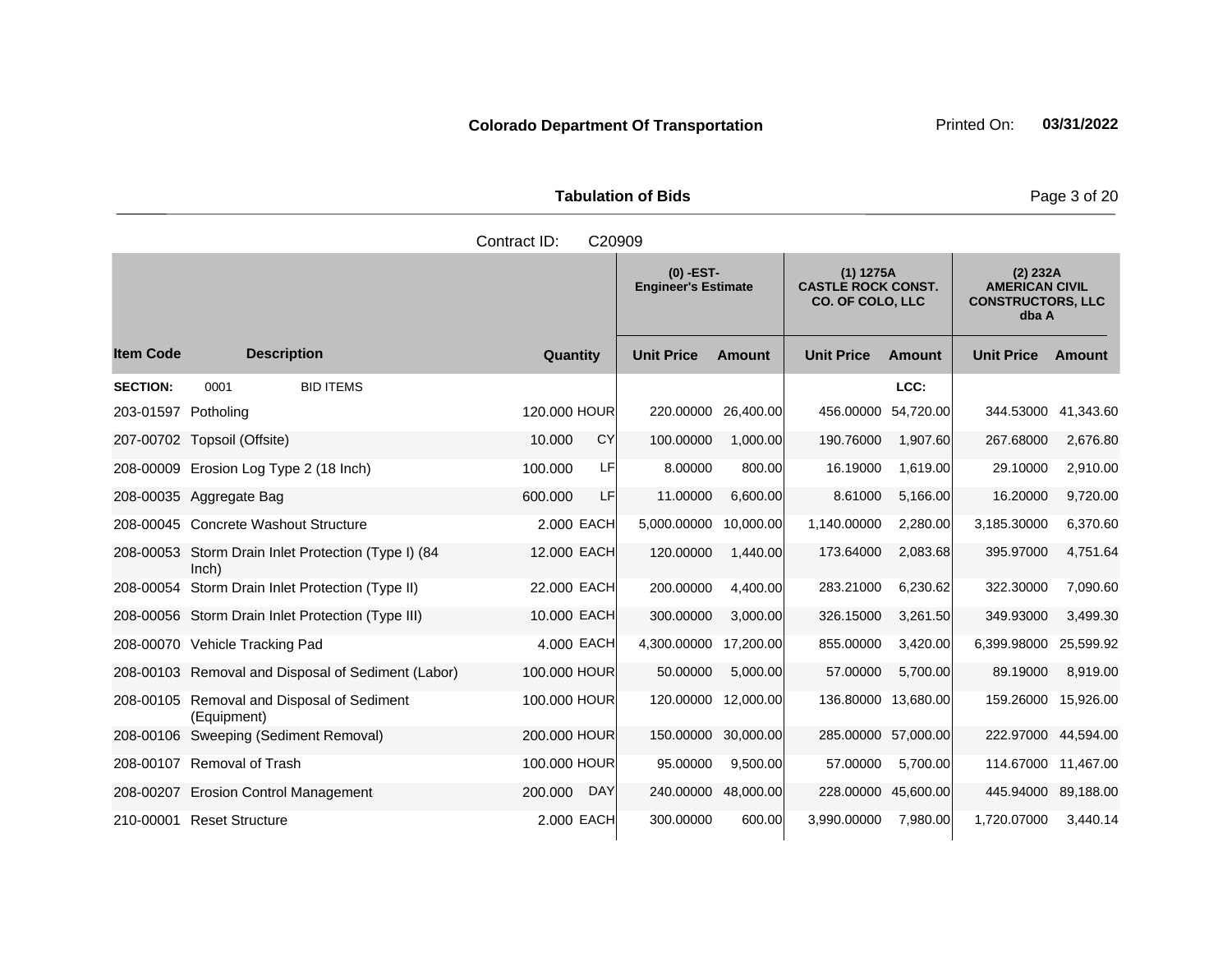**Colorado Department Of Transportation**

Printed On: **03/31/2022**

**Tabulation of Bids**

Contract ID: C20909

| | | | | (0) -EST- Engineer's Estimate | | (1) 1275A CASTLE ROCK CONST. CO. OF COLO, LLC | | (2) 232A AMERICAN CIVIL CONSTRUCTORS, LLC dba A | |
|---|---|---|---|---|---|---|---|---|---|
| **Item Code** | **Description** | **Quantity** | | **Unit Price** | **Amount** | **Unit Price** | **Amount** | **Unit Price** | **Amount** |
| **SECTION:** | 0001 BID ITEMS | | | | | | LCC: | | |
| 203-01597 | Potholing | 120.000 | HOUR | 220.00000 | 26,400.00 | 456.00000 | 54,720.00 | 344.53000 | 41,343.60 |
| 207-00702 | Topsoil (Offsite) | 10.000 | CY | 100.00000 | 1,000.00 | 190.76000 | 1,907.60 | 267.68000 | 2,676.80 |
| 208-00009 | Erosion Log Type 2 (18 Inch) | 100.000 | LF | 8.00000 | 800.00 | 16.19000 | 1,619.00 | 29.10000 | 2,910.00 |
| 208-00035 | Aggregate Bag | 600.000 | LF | 11.00000 | 6,600.00 | 8.61000 | 5,166.00 | 16.20000 | 9,720.00 |
| 208-00045 | Concrete Washout Structure | 2.000 | EACH | 5,000.00000 | 10,000.00 | 1,140.00000 | 2,280.00 | 3,185.30000 | 6,370.60 |
| 208-00053 | Storm Drain Inlet Protection (Type I) (84 Inch) | 12.000 | EACH | 120.00000 | 1,440.00 | 173.64000 | 2,083.68 | 395.97000 | 4,751.64 |
| 208-00054 | Storm Drain Inlet Protection (Type II) | 22.000 | EACH | 200.00000 | 4,400.00 | 283.21000 | 6,230.62 | 322.30000 | 7,090.60 |
| 208-00056 | Storm Drain Inlet Protection (Type III) | 10.000 | EACH | 300.00000 | 3,000.00 | 326.15000 | 3,261.50 | 349.93000 | 3,499.30 |
| 208-00070 | Vehicle Tracking Pad | 4.000 | EACH | 4,300.00000 | 17,200.00 | 855.00000 | 3,420.00 | 6,399.98000 | 25,599.92 |
| 208-00103 | Removal and Disposal of Sediment (Labor) | 100.000 | HOUR | 50.00000 | 5,000.00 | 57.00000 | 5,700.00 | 89.19000 | 8,919.00 |
| 208-00105 | Removal and Disposal of Sediment (Equipment) | 100.000 | HOUR | 120.00000 | 12,000.00 | 136.80000 | 13,680.00 | 159.26000 | 15,926.00 |
| 208-00106 | Sweeping (Sediment Removal) | 200.000 | HOUR | 150.00000 | 30,000.00 | 285.00000 | 57,000.00 | 222.97000 | 44,594.00 |
| 208-00107 | Removal of Trash | 100.000 | HOUR | 95.00000 | 9,500.00 | 57.00000 | 5,700.00 | 114.67000 | 11,467.00 |
| 208-00207 | Erosion Control Management | 200.000 | DAY | 240.00000 | 48,000.00 | 228.00000 | 45,600.00 | 445.94000 | 89,188.00 |
| 210-00001 | Reset Structure | 2.000 | EACH | 300.00000 | 600.00 | 3,990.00000 | 7,980.00 | 1,720.07000 | 3,440.14 |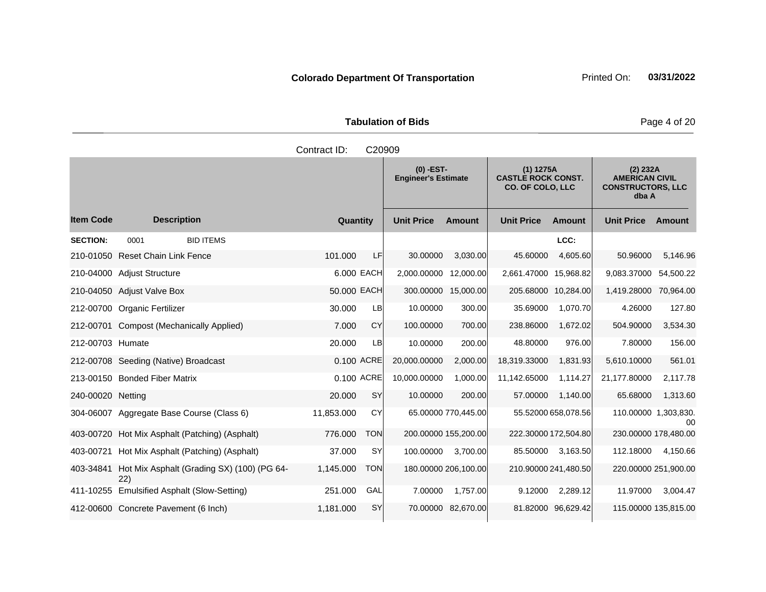**Colorado Department Of Transportation** Printed On: **03/31/2022**

**Tabulation of Bids**

Contract ID: C20909

| | | | | (0) -EST- Engineer's Estimate | | (1) 1275A CASTLE ROCK CONST. CO. OF COLO, LLC | | (2) 232A AMERICAN CIVIL CONSTRUCTORS, LLC dba A | |
|---|---|---|---|---|---|---|---|---|---|
| **Item Code** | **Description** | **Quantity** | | **Unit Price** | **Amount** | **Unit Price** | **Amount** | **Unit Price** | **Amount** |
| **SECTION:** | 0001 BID ITEMS | | | | | | LCC: | | |
| 210-01050 | Reset Chain Link Fence | 101.000 | LF | 30.00000 | 3,030.00 | 45.60000 | 4,605.60 | 50.96000 | 5,146.96 |
| 210-04000 | Adjust Structure | 6.000 | EACH | 2,000.00000 | 12,000.00 | 2,661.47000 | 15,968.82 | 9,083.37000 | 54,500.22 |
| 210-04050 | Adjust Valve Box | 50.000 | EACH | 300.00000 | 15,000.00 | 205.68000 | 10,284.00 | 1,419.28000 | 70,964.00 |
| 212-00700 | Organic Fertilizer | 30.000 | LB | 10.00000 | 300.00 | 35.69000 | 1,070.70 | 4.26000 | 127.80 |
| 212-00701 | Compost (Mechanically Applied) | 7.000 | CY | 100.00000 | 700.00 | 238.86000 | 1,672.02 | 504.90000 | 3,534.30 |
| 212-00703 | Humate | 20.000 | LB | 10.00000 | 200.00 | 48.80000 | 976.00 | 7.80000 | 156.00 |
| 212-00708 | Seeding (Native) Broadcast | 0.100 | ACRE | 20,000.00000 | 2,000.00 | 18,319.33000 | 1,831.93 | 5,610.10000 | 561.01 |
| 213-00150 | Bonded Fiber Matrix | 0.100 | ACRE | 10,000.00000 | 1,000.00 | 11,142.65000 | 1,114.27 | 21,177.80000 | 2,117.78 |
| 240-00020 | Netting | 20.000 | SY | 10.00000 | 200.00 | 57.00000 | 1,140.00 | 65.68000 | 1,313.60 |
| 304-06007 | Aggregate Base Course (Class 6) | 11,853.000 | CY | 65.00000 | 770,445.00 | 55.52000 | 658,078.56 | 110.00000 | 1,303,830.00 |
| 403-00720 | Hot Mix Asphalt (Patching) (Asphalt) | 776.000 | TON | 200.00000 | 155,200.00 | 222.30000 | 172,504.80 | 230.00000 | 178,480.00 |
| 403-00721 | Hot Mix Asphalt (Patching) (Asphalt) | 37.000 | SY | 100.00000 | 3,700.00 | 85.50000 | 3,163.50 | 112.18000 | 4,150.66 |
| 403-34841 | Hot Mix Asphalt (Grading SX) (100) (PG 64-22) | 1,145.000 | TON | 180.00000 | 206,100.00 | 210.90000 | 241,480.50 | 220.00000 | 251,900.00 |
| 411-10255 | Emulsified Asphalt (Slow-Setting) | 251.000 | GAL | 7.00000 | 1,757.00 | 9.12000 | 2,289.12 | 11.97000 | 3,004.47 |
| 412-00600 | Concrete Pavement (6 Inch) | 1,181.000 | SY | 70.00000 | 82,670.00 | 81.82000 | 96,629.42 | 115.00000 | 135,815.00 |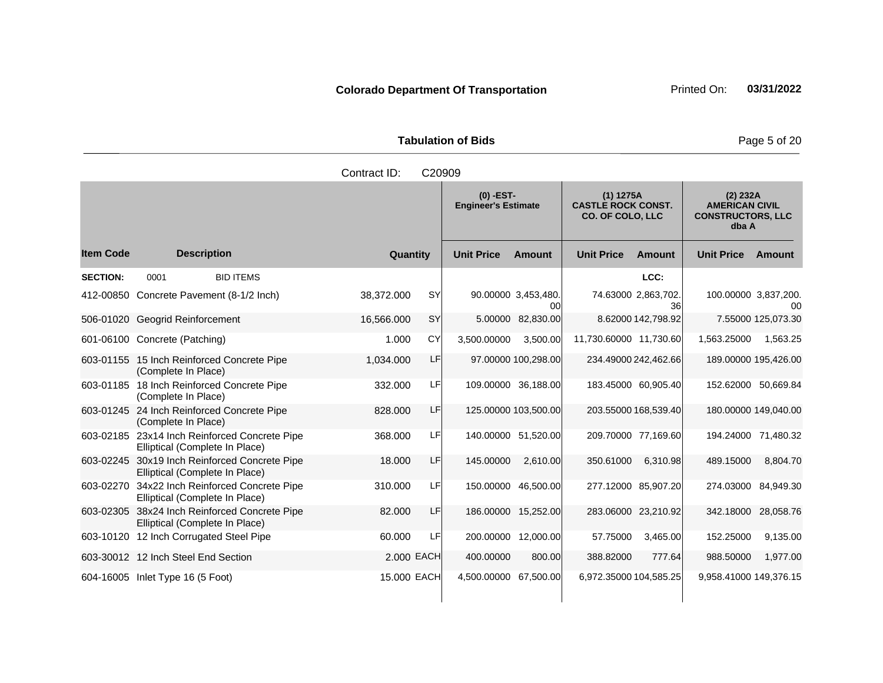**Colorado Department Of Transportation** Printed On: **03/31/2022**

**Tabulation of Bids**

Contract ID: C20909

| | | | | (0) -EST- Engineer's Estimate | | (1) 1275A CASTLE ROCK CONST. CO. OF COLO, LLC | | (2) 232A AMERICAN CIVIL CONSTRUCTORS, LLC dba A | |
|---|---|---|---|---|---|---|---|---|---|
| **Item Code** | **Description** | **Quantity** | | **Unit Price** | **Amount** | **Unit Price** | **Amount** | **Unit Price** | **Amount** |
| **SECTION:** | 0001 BID ITEMS | | | | | | LCC: | | |
| 412-00850 | Concrete Pavement (8-1/2 Inch) | 38,372.000 | SY | 90.00000 | 3,453,480.00 | 74.63000 | 2,863,702.36 | 100.00000 | 3,837,200.00 |
| 506-01020 | Geogrid Reinforcement | 16,566.000 | SY | 5.00000 | 82,830.00 | 8.62000 | 142,798.92 | 7.55000 | 125,073.30 |
| 601-06100 | Concrete (Patching) | 1.000 | CY | 3,500.00000 | 3,500.00 | 11,730.60000 | 11,730.60 | 1,563.25000 | 1,563.25 |
| 603-01155 | 15 Inch Reinforced Concrete Pipe (Complete In Place) | 1,034.000 | LF | 97.00000 | 100,298.00 | 234.49000 | 242,462.66 | 189.00000 | 195,426.00 |
| 603-01185 | 18 Inch Reinforced Concrete Pipe (Complete In Place) | 332.000 | LF | 109.00000 | 36,188.00 | 183.45000 | 60,905.40 | 152.62000 | 50,669.84 |
| 603-01245 | 24 Inch Reinforced Concrete Pipe (Complete In Place) | 828.000 | LF | 125.00000 | 103,500.00 | 203.55000 | 168,539.40 | 180.00000 | 149,040.00 |
| 603-02185 | 23x14 Inch Reinforced Concrete Pipe Elliptical (Complete In Place) | 368.000 | LF | 140.00000 | 51,520.00 | 209.70000 | 77,169.60 | 194.24000 | 71,480.32 |
| 603-02245 | 30x19 Inch Reinforced Concrete Pipe Elliptical (Complete In Place) | 18.000 | LF | 145.00000 | 2,610.00 | 350.61000 | 6,310.98 | 489.15000 | 8,804.70 |
| 603-02270 | 34x22 Inch Reinforced Concrete Pipe Elliptical (Complete In Place) | 310.000 | LF | 150.00000 | 46,500.00 | 277.12000 | 85,907.20 | 274.03000 | 84,949.30 |
| 603-02305 | 38x24 Inch Reinforced Concrete Pipe Elliptical (Complete In Place) | 82.000 | LF | 186.00000 | 15,252.00 | 283.06000 | 23,210.92 | 342.18000 | 28,058.76 |
| 603-10120 | 12 Inch Corrugated Steel Pipe | 60.000 | LF | 200.00000 | 12,000.00 | 57.75000 | 3,465.00 | 152.25000 | 9,135.00 |
| 603-30012 | 12 Inch Steel End Section | 2.000 | EACH | 400.00000 | 800.00 | 388.82000 | 777.64 | 988.50000 | 1,977.00 |
| 604-16005 | Inlet Type 16 (5 Foot) | 15.000 | EACH | 4,500.00000 | 67,500.00 | 6,972.35000 | 104,585.25 | 9,958.41000 | 149,376.15 |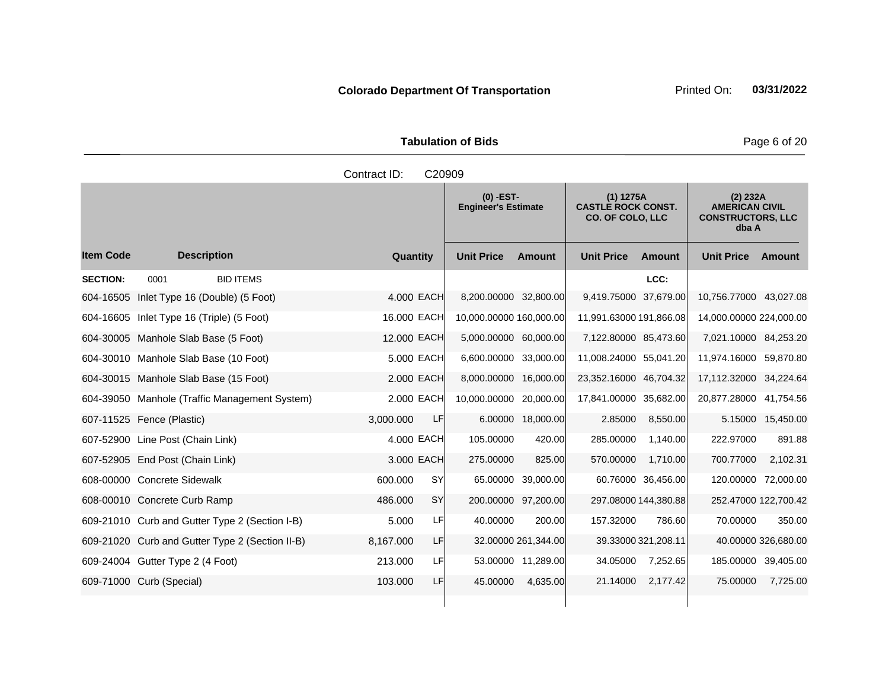**Colorado Department Of Transportation** Printed On: **03/31/2022**

**Tabulation of Bids**

Contract ID: C20909

| | | | | (0) -EST- Engineer's Estimate | | (1) 1275A CASTLE ROCK CONST. CO. OF COLO, LLC | | (2) 232A AMERICAN CIVIL CONSTRUCTORS, LLC dba A | |
|---|---|---|---|---|---|---|---|---|---|
| **Item Code** | **Description** | **Quantity** | | **Unit Price** | **Amount** | **Unit Price** | **Amount** | **Unit Price** | **Amount** |
| **SECTION:** | 0001 BID ITEMS | | | | | | LCC: | | |
| 604-16505 | Inlet Type 16 (Double) (5 Foot) | 4.000 | EACH | 8,200.00000 | 32,800.00 | 9,419.75000 | 37,679.00 | 10,756.77000 | 43,027.08 |
| 604-16605 | Inlet Type 16 (Triple) (5 Foot) | 16.000 | EACH | 10,000.00000 | 160,000.00 | 11,991.63000 | 191,866.08 | 14,000.00000 | 224,000.00 |
| 604-30005 | Manhole Slab Base (5 Foot) | 12.000 | EACH | 5,000.00000 | 60,000.00 | 7,122.80000 | 85,473.60 | 7,021.10000 | 84,253.20 |
| 604-30010 | Manhole Slab Base (10 Foot) | 5.000 | EACH | 6,600.00000 | 33,000.00 | 11,008.24000 | 55,041.20 | 11,974.16000 | 59,870.80 |
| 604-30015 | Manhole Slab Base (15 Foot) | 2.000 | EACH | 8,000.00000 | 16,000.00 | 23,352.16000 | 46,704.32 | 17,112.32000 | 34,224.64 |
| 604-39050 | Manhole (Traffic Management System) | 2.000 | EACH | 10,000.00000 | 20,000.00 | 17,841.00000 | 35,682.00 | 20,877.28000 | 41,754.56 |
| 607-11525 | Fence (Plastic) | 3,000.000 | LF | 6.00000 | 18,000.00 | 2.85000 | 8,550.00 | 5.15000 | 15,450.00 |
| 607-52900 | Line Post (Chain Link) | 4.000 | EACH | 105.00000 | 420.00 | 285.00000 | 1,140.00 | 222.97000 | 891.88 |
| 607-52905 | End Post (Chain Link) | 3.000 | EACH | 275.00000 | 825.00 | 570.00000 | 1,710.00 | 700.77000 | 2,102.31 |
| 608-00000 | Concrete Sidewalk | 600.000 | SY | 65.00000 | 39,000.00 | 60.76000 | 36,456.00 | 120.00000 | 72,000.00 |
| 608-00010 | Concrete Curb Ramp | 486.000 | SY | 200.00000 | 97,200.00 | 297.08000 | 144,380.88 | 252.47000 | 122,700.42 |
| 609-21010 | Curb and Gutter Type 2 (Section I-B) | 5.000 | LF | 40.00000 | 200.00 | 157.32000 | 786.60 | 70.00000 | 350.00 |
| 609-21020 | Curb and Gutter Type 2 (Section II-B) | 8,167.000 | LF | 32.00000 | 261,344.00 | 39.33000 | 321,208.11 | 40.00000 | 326,680.00 |
| 609-24004 | Gutter Type 2 (4 Foot) | 213.000 | LF | 53.00000 | 11,289.00 | 34.05000 | 7,252.65 | 185.00000 | 39,405.00 |
| 609-71000 | Curb (Special) | 103.000 | LF | 45.00000 | 4,635.00 | 21.14000 | 2,177.42 | 75.00000 | 7,725.00 |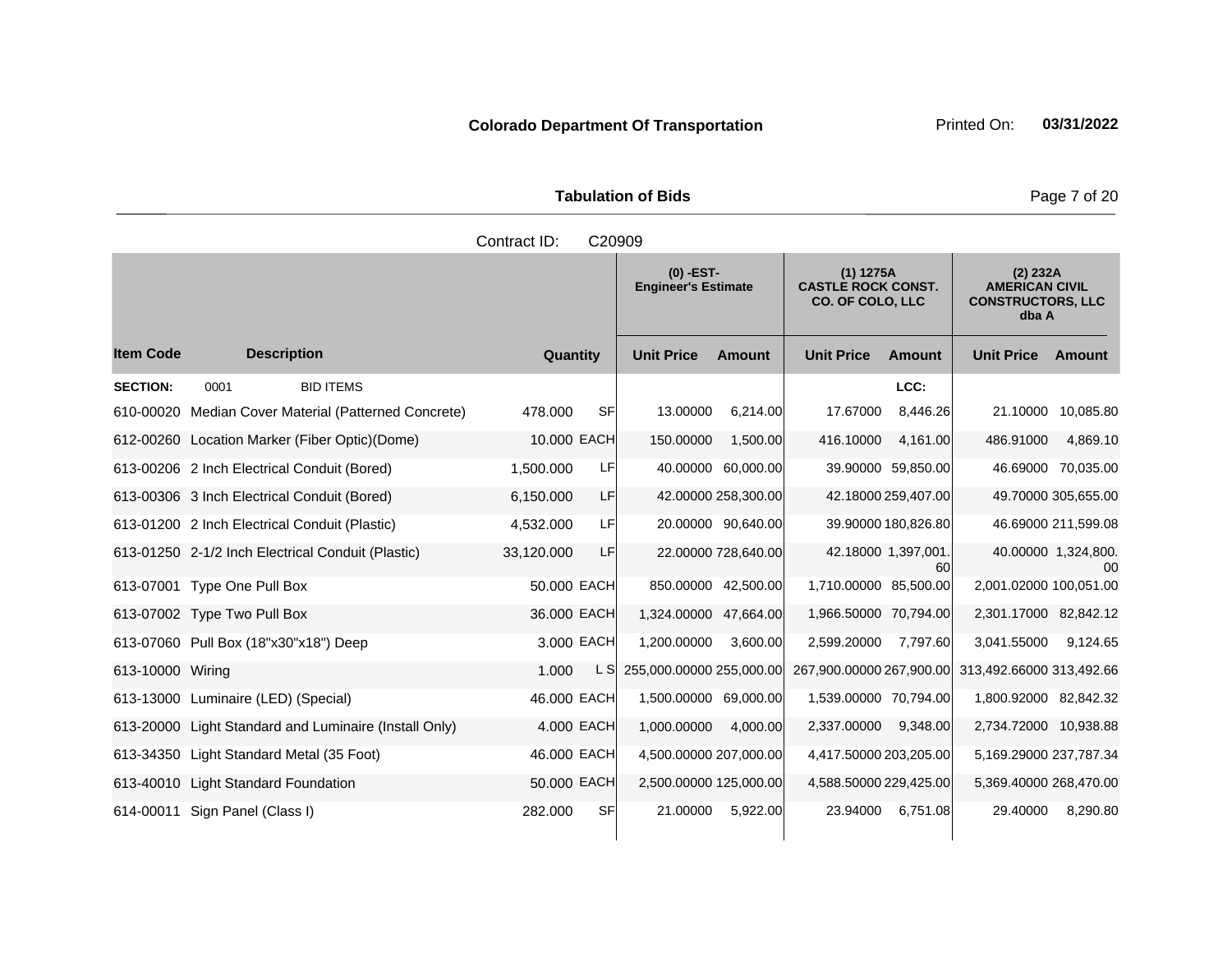**Colorado Department Of Transportation** Printed On: **03/31/2022**

**Tabulation of Bids**

Contract ID: C20909

| Item Code | Description | Quantity | | (0) -EST- Engineer's Estimate Unit Price | Amount | (1) 1275A CASTLE ROCK CONST. CO. OF COLO, LLC Unit Price | Amount | (2) 232A AMERICAN CIVIL CONSTRUCTORS, LLC dba A Unit Price | Amount |
|---|---|---|---|---|---|---|---|---|---|
| **SECTION:** | 0001 BID ITEMS | | | | | | LCC: | | |
| 610-00020 | Median Cover Material (Patterned Concrete) | 478.000 | SF | 13.00000 | 6,214.00 | 17.67000 | 8,446.26 | 21.10000 | 10,085.80 |
| 612-00260 | Location Marker (Fiber Optic)(Dome) | 10.000 | EACH | 150.00000 | 1,500.00 | 416.10000 | 4,161.00 | 486.91000 | 4,869.10 |
| 613-00206 | 2 Inch Electrical Conduit (Bored) | 1,500.000 | LF | 40.00000 | 60,000.00 | 39.90000 | 59,850.00 | 46.69000 | 70,035.00 |
| 613-00306 | 3 Inch Electrical Conduit (Bored) | 6,150.000 | LF | 42.00000 | 258,300.00 | 42.18000 | 259,407.00 | 49.70000 | 305,655.00 |
| 613-01200 | 2 Inch Electrical Conduit (Plastic) | 4,532.000 | LF | 20.00000 | 90,640.00 | 39.90000 | 180,826.80 | 46.69000 | 211,599.08 |
| 613-01250 | 2-1/2 Inch Electrical Conduit (Plastic) | 33,120.000 | LF | 22.00000 | 728,640.00 | 42.18000 | 1,397,001.60 | 40.00000 | 1,324,800.00 |
| 613-07001 | Type One Pull Box | 50.000 | EACH | 850.00000 | 42,500.00 | 1,710.00000 | 85,500.00 | 2,001.02000 | 100,051.00 |
| 613-07002 | Type Two Pull Box | 36.000 | EACH | 1,324.00000 | 47,664.00 | 1,966.50000 | 70,794.00 | 2,301.17000 | 82,842.12 |
| 613-07060 | Pull Box (18"x30"x18") Deep | 3.000 | EACH | 1,200.00000 | 3,600.00 | 2,599.20000 | 7,797.60 | 3,041.55000 | 9,124.65 |
| 613-10000 | Wiring | 1.000 | L S | 255,000.00000 | 255,000.00 | 267,900.00000 | 267,900.00 | 313,492.66000 | 313,492.66 |
| 613-13000 | Luminaire (LED) (Special) | 46.000 | EACH | 1,500.00000 | 69,000.00 | 1,539.00000 | 70,794.00 | 1,800.92000 | 82,842.32 |
| 613-20000 | Light Standard and Luminaire (Install Only) | 4.000 | EACH | 1,000.00000 | 4,000.00 | 2,337.00000 | 9,348.00 | 2,734.72000 | 10,938.88 |
| 613-34350 | Light Standard Metal (35 Foot) | 46.000 | EACH | 4,500.00000 | 207,000.00 | 4,417.50000 | 203,205.00 | 5,169.29000 | 237,787.34 |
| 613-40010 | Light Standard Foundation | 50.000 | EACH | 2,500.00000 | 125,000.00 | 4,588.50000 | 229,425.00 | 5,369.40000 | 268,470.00 |
| 614-00011 | Sign Panel (Class I) | 282.000 | SF | 21.00000 | 5,922.00 | 23.94000 | 6,751.08 | 29.40000 | 8,290.80 |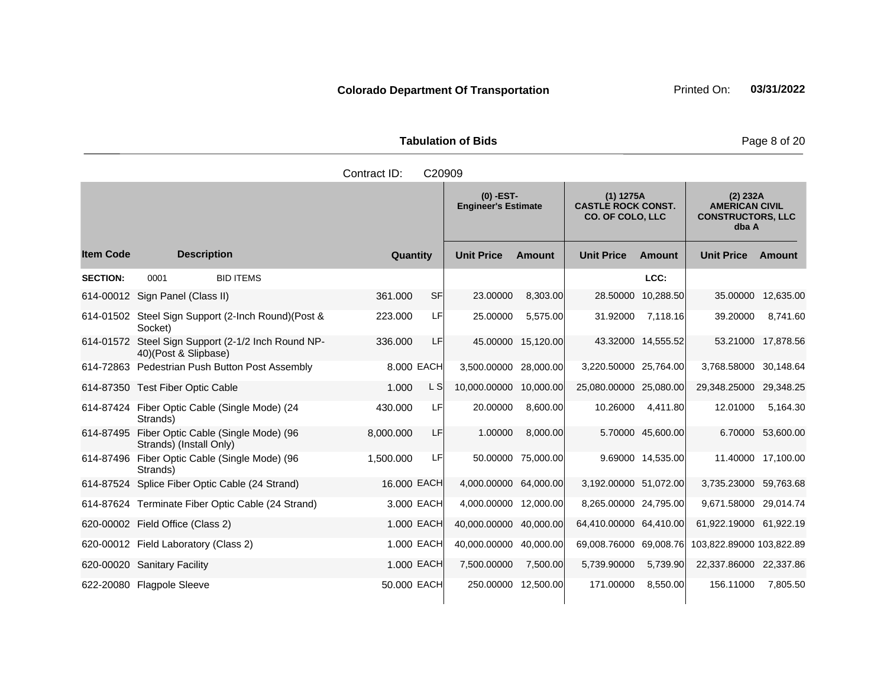**Colorado Department Of Transportation** Printed On: **03/31/2022**

**Tabulation of Bids**

Contract ID: C20909

| | | | | (0) -EST- Engineer's Estimate | | (1) 1275A CASTLE ROCK CONST. CO. OF COLO, LLC | | (2) 232A AMERICAN CIVIL CONSTRUCTORS, LLC dba A | |
|---|---|---|---|---|---|---|---|---|---|
| **Item Code** | **Description** | **Quantity** | | **Unit Price** | **Amount** | **Unit Price** | **Amount** | **Unit Price** | **Amount** |
| **SECTION:** | 0001 BID ITEMS | | | | | | LCC: | | |
| 614-00012 | Sign Panel (Class II) | 361.000 | SF | 23.00000 | 8,303.00 | 28.50000 | 10,288.50 | 35.00000 | 12,635.00 |
| 614-01502 | Steel Sign Support (2-Inch Round)(Post & Socket) | 223.000 | LF | 25.00000 | 5,575.00 | 31.92000 | 7,118.16 | 39.20000 | 8,741.60 |
| 614-01572 | Steel Sign Support (2-1/2 Inch Round NP-40)(Post & Slipbase) | 336.000 | LF | 45.00000 | 15,120.00 | 43.32000 | 14,555.52 | 53.21000 | 17,878.56 |
| 614-72863 | Pedestrian Push Button Post Assembly | 8.000 | EACH | 3,500.00000 | 28,000.00 | 3,220.50000 | 25,764.00 | 3,768.58000 | 30,148.64 |
| 614-87350 | Test Fiber Optic Cable | 1.000 | L S | 10,000.00000 | 10,000.00 | 25,080.00000 | 25,080.00 | 29,348.25000 | 29,348.25 |
| 614-87424 | Fiber Optic Cable (Single Mode) (24 Strands) | 430.000 | LF | 20.00000 | 8,600.00 | 10.26000 | 4,411.80 | 12.01000 | 5,164.30 |
| 614-87495 | Fiber Optic Cable (Single Mode) (96 Strands) (Install Only) | 8,000.000 | LF | 1.00000 | 8,000.00 | 5.70000 | 45,600.00 | 6.70000 | 53,600.00 |
| 614-87496 | Fiber Optic Cable (Single Mode) (96 Strands) | 1,500.000 | LF | 50.00000 | 75,000.00 | 9.69000 | 14,535.00 | 11.40000 | 17,100.00 |
| 614-87524 | Splice Fiber Optic Cable (24 Strand) | 16.000 | EACH | 4,000.00000 | 64,000.00 | 3,192.00000 | 51,072.00 | 3,735.23000 | 59,763.68 |
| 614-87624 | Terminate Fiber Optic Cable (24 Strand) | 3.000 | EACH | 4,000.00000 | 12,000.00 | 8,265.00000 | 24,795.00 | 9,671.58000 | 29,014.74 |
| 620-00002 | Field Office (Class 2) | 1.000 | EACH | 40,000.00000 | 40,000.00 | 64,410.00000 | 64,410.00 | 61,922.19000 | 61,922.19 |
| 620-00012 | Field Laboratory (Class 2) | 1.000 | EACH | 40,000.00000 | 40,000.00 | 69,008.76000 | 69,008.76 | 103,822.89000 | 103,822.89 |
| 620-00020 | Sanitary Facility | 1.000 | EACH | 7,500.00000 | 7,500.00 | 5,739.90000 | 5,739.90 | 22,337.86000 | 22,337.86 |
| 622-20080 | Flagpole Sleeve | 50.000 | EACH | 250.00000 | 12,500.00 | 171.00000 | 8,550.00 | 156.11000 | 7,805.50 |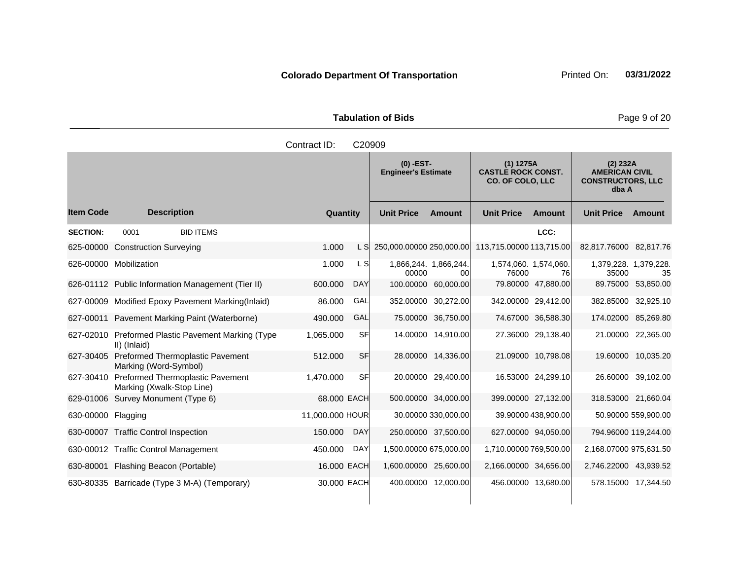**Colorado Department Of Transportation** Printed On: **03/31/2022**

**Tabulation of Bids**

Contract ID: C20909

| | | | | (0) -EST- Engineer's Estimate | | (1) 1275A CASTLE ROCK CONST. CO. OF COLO, LLC | | (2) 232A AMERICAN CIVIL CONSTRUCTORS, LLC dba A | |
|---|---|---|---|---|---|---|---|---|---|
| **Item Code** | **Description** | **Quantity** | | **Unit Price** | **Amount** | **Unit Price** | **Amount** | **Unit Price** | **Amount** |
| **SECTION:** | 0001 BID ITEMS | | | | | | LCC: | | |
| 625-00000 | Construction Surveying | 1.000 | L S | 250,000.00000 | 250,000.00 | 113,715.00000 | 113,715.00 | 82,817.76000 | 82,817.76 |
| 626-00000 | Mobilization | 1.000 | L S | 1,866,244.00000 | 1,866,244.00 | 1,574,060.76000 | 1,574,060.76 | 1,379,228.35000 | 1,379,228.35 |
| 626-01112 | Public Information Management (Tier II) | 600.000 | DAY | 100.00000 | 60,000.00 | 79.80000 | 47,880.00 | 89.75000 | 53,850.00 |
| 627-00009 | Modified Epoxy Pavement Marking(Inlaid) | 86.000 | GAL | 352.00000 | 30,272.00 | 342.00000 | 29,412.00 | 382.85000 | 32,925.10 |
| 627-00011 | Pavement Marking Paint (Waterborne) | 490.000 | GAL | 75.00000 | 36,750.00 | 74.67000 | 36,588.30 | 174.02000 | 85,269.80 |
| 627-02010 | Preformed Plastic Pavement Marking (Type II) (Inlaid) | 1,065.000 | SF | 14.00000 | 14,910.00 | 27.36000 | 29,138.40 | 21.00000 | 22,365.00 |
| 627-30405 | Preformed Thermoplastic Pavement Marking (Word-Symbol) | 512.000 | SF | 28.00000 | 14,336.00 | 21.09000 | 10,798.08 | 19.60000 | 10,035.20 |
| 627-30410 | Preformed Thermoplastic Pavement Marking (Xwalk-Stop Line) | 1,470.000 | SF | 20.00000 | 29,400.00 | 16.53000 | 24,299.10 | 26.60000 | 39,102.00 |
| 629-01006 | Survey Monument (Type 6) | 68.000 | EACH | 500.00000 | 34,000.00 | 399.00000 | 27,132.00 | 318.53000 | 21,660.04 |
| 630-00000 | Flagging | 11,000.000 | HOUR | 30.00000 | 330,000.00 | 39.90000 | 438,900.00 | 50.90000 | 559,900.00 |
| 630-00007 | Traffic Control Inspection | 150.000 | DAY | 250.00000 | 37,500.00 | 627.00000 | 94,050.00 | 794.96000 | 119,244.00 |
| 630-00012 | Traffic Control Management | 450.000 | DAY | 1,500.00000 | 675,000.00 | 1,710.00000 | 769,500.00 | 2,168.07000 | 975,631.50 |
| 630-80001 | Flashing Beacon (Portable) | 16.000 | EACH | 1,600.00000 | 25,600.00 | 2,166.00000 | 34,656.00 | 2,746.22000 | 43,939.52 |
| 630-80335 | Barricade (Type 3 M-A) (Temporary) | 30.000 | EACH | 400.00000 | 12,000.00 | 456.00000 | 13,680.00 | 578.15000 | 17,344.50 |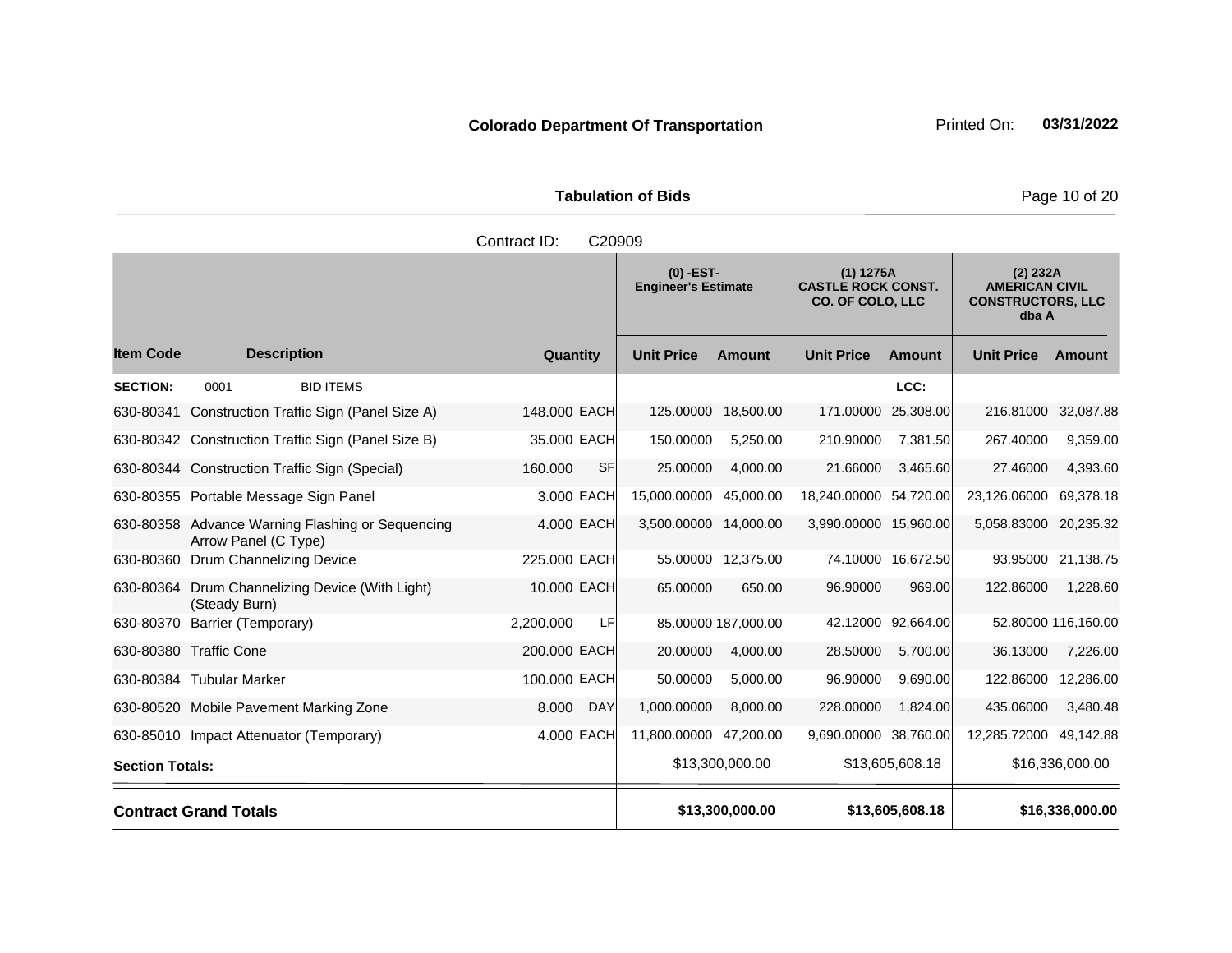**Colorado Department Of Transportation** Printed On: **03/31/2022**

**Tabulation of Bids**

Contract ID: C20909

| | | | | (0) -EST- Engineer's Estimate | | (1) 1275A CASTLE ROCK CONST. CO. OF COLO, LLC | | (2) 232A AMERICAN CIVIL CONSTRUCTORS, LLC dba A | |
|---|---|---|---|---|---|---|---|---|---|
| **Item Code** | **Description** | **Quantity** | | **Unit Price** | **Amount** | **Unit Price** | **Amount** | **Unit Price** | **Amount** |
| **SECTION:** | 0001 BID ITEMS | | | | | | LCC: | | |
| 630-80341 | Construction Traffic Sign (Panel Size A) | 148.000 | EACH | 125.00000 | 18,500.00 | 171.00000 | 25,308.00 | 216.81000 | 32,087.88 |
| 630-80342 | Construction Traffic Sign (Panel Size B) | 35.000 | EACH | 150.00000 | 5,250.00 | 210.90000 | 7,381.50 | 267.40000 | 9,359.00 |
| 630-80344 | Construction Traffic Sign (Special) | 160.000 | SF | 25.00000 | 4,000.00 | 21.66000 | 3,465.60 | 27.46000 | 4,393.60 |
| 630-80355 | Portable Message Sign Panel | 3.000 | EACH | 15,000.00000 | 45,000.00 | 18,240.00000 | 54,720.00 | 23,126.06000 | 69,378.18 |
| 630-80358 | Advance Warning Flashing or Sequencing Arrow Panel (C Type) | 4.000 | EACH | 3,500.00000 | 14,000.00 | 3,990.00000 | 15,960.00 | 5,058.83000 | 20,235.32 |
| 630-80360 | Drum Channelizing Device | 225.000 | EACH | 55.00000 | 12,375.00 | 74.10000 | 16,672.50 | 93.95000 | 21,138.75 |
| 630-80364 | Drum Channelizing Device (With Light) (Steady Burn) | 10.000 | EACH | 65.00000 | 650.00 | 96.90000 | 969.00 | 122.86000 | 1,228.60 |
| 630-80370 | Barrier (Temporary) | 2,200.000 | LF | 85.00000 | 187,000.00 | 42.12000 | 92,664.00 | 52.80000 | 116,160.00 |
| 630-80380 | Traffic Cone | 200.000 | EACH | 20.00000 | 4,000.00 | 28.50000 | 5,700.00 | 36.13000 | 7,226.00 |
| 630-80384 | Tubular Marker | 100.000 | EACH | 50.00000 | 5,000.00 | 96.90000 | 9,690.00 | 122.86000 | 12,286.00 |
| 630-80520 | Mobile Pavement Marking Zone | 8.000 | DAY | 1,000.00000 | 8,000.00 | 228.00000 | 1,824.00 | 435.06000 | 3,480.48 |
| 630-85010 | Impact Attenuator (Temporary) | 4.000 | EACH | 11,800.00000 | 47,200.00 | 9,690.00000 | 38,760.00 | 12,285.72000 | 49,142.88 |
| **Section Totals:** | | | | | $13,300,000.00 | | $13,605,608.18 | | $16,336,000.00 |
| **Contract Grand Totals** | | | | | **$13,300,000.00** | | **$13,605,608.18** | | **$16,336,000.00** |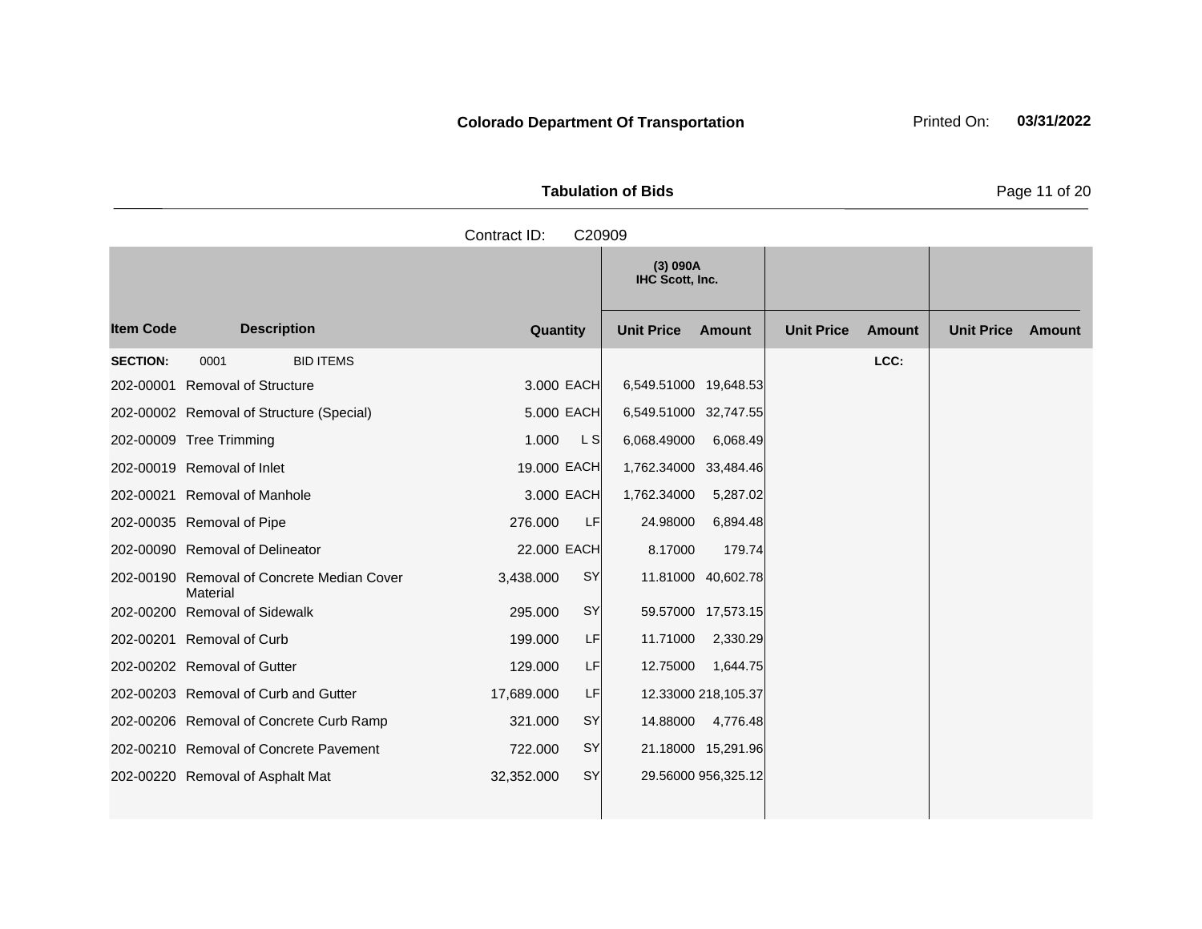**Colorado Department Of Transportation**

Printed On: **03/31/2022**

**Tabulation of Bids**

Contract ID: C20909

| Item Code | Description | Quantity | | (3) 090A IHC Scott, Inc. Unit Price | Amount | Unit Price | Amount | Unit Price | Amount |
|---|---|---|---|---|---|---|---|---|---|
| **SECTION:** | 0001 BID ITEMS | | | | | | LCC: | | |
| 202-00001 | Removal of Structure | 3.000 | EACH | 6,549.51000 | 19,648.53 | | | | |
| 202-00002 | Removal of Structure (Special) | 5.000 | EACH | 6,549.51000 | 32,747.55 | | | | |
| 202-00009 | Tree Trimming | 1.000 | L S | 6,068.49000 | 6,068.49 | | | | |
| 202-00019 | Removal of Inlet | 19.000 | EACH | 1,762.34000 | 33,484.46 | | | | |
| 202-00021 | Removal of Manhole | 3.000 | EACH | 1,762.34000 | 5,287.02 | | | | |
| 202-00035 | Removal of Pipe | 276.000 | LF | 24.98000 | 6,894.48 | | | | |
| 202-00090 | Removal of Delineator | 22.000 | EACH | 8.17000 | 179.74 | | | | |
| 202-00190 | Removal of Concrete Median Cover Material | 3,438.000 | SY | 11.81000 | 40,602.78 | | | | |
| 202-00200 | Removal of Sidewalk | 295.000 | SY | 59.57000 | 17,573.15 | | | | |
| 202-00201 | Removal of Curb | 199.000 | LF | 11.71000 | 2,330.29 | | | | |
| 202-00202 | Removal of Gutter | 129.000 | LF | 12.75000 | 1,644.75 | | | | |
| 202-00203 | Removal of Curb and Gutter | 17,689.000 | LF | 12.33000 | 218,105.37 | | | | |
| 202-00206 | Removal of Concrete Curb Ramp | 321.000 | SY | 14.88000 | 4,776.48 | | | | |
| 202-00210 | Removal of Concrete Pavement | 722.000 | SY | 21.18000 | 15,291.96 | | | | |
| 202-00220 | Removal of Asphalt Mat | 32,352.000 | SY | 29.56000 | 956,325.12 | | | | |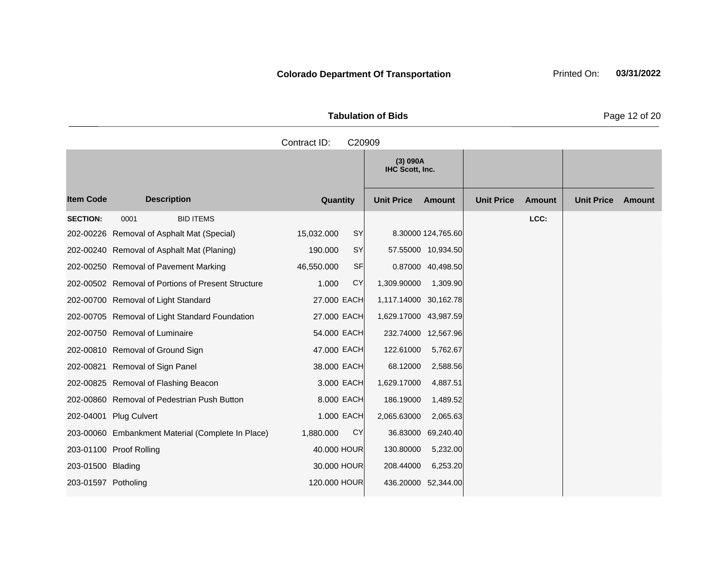**Colorado Department Of Transportation**

Printed On: **03/31/2022**

**Tabulation of Bids**

Contract ID: C20909

| Item Code | Description | Quantity | | (3) 090A IHC Scott, Inc. Unit Price | Amount | Unit Price | Amount | Unit Price | Amount |
|---|---|---|---|---|---|---|---|---|---|
| **SECTION:** | 0001 BID ITEMS | | | | | | LCC: | | |
| 202-00226 | Removal of Asphalt Mat (Special) | 15,032.000 | SY | 8.30000 | 124,765.60 | | | | |
| 202-00240 | Removal of Asphalt Mat (Planing) | 190.000 | SY | 57.55000 | 10,934.50 | | | | |
| 202-00250 | Removal of Pavement Marking | 46,550.000 | SF | 0.87000 | 40,498.50 | | | | |
| 202-00502 | Removal of Portions of Present Structure | 1.000 | CY | 1,309.90000 | 1,309.90 | | | | |
| 202-00700 | Removal of Light Standard | 27.000 | EACH | 1,117.14000 | 30,162.78 | | | | |
| 202-00705 | Removal of Light Standard Foundation | 27.000 | EACH | 1,629.17000 | 43,987.59 | | | | |
| 202-00750 | Removal of Luminaire | 54.000 | EACH | 232.74000 | 12,567.96 | | | | |
| 202-00810 | Removal of Ground Sign | 47.000 | EACH | 122.61000 | 5,762.67 | | | | |
| 202-00821 | Removal of Sign Panel | 38.000 | EACH | 68.12000 | 2,588.56 | | | | |
| 202-00825 | Removal of Flashing Beacon | 3.000 | EACH | 1,629.17000 | 4,887.51 | | | | |
| 202-00860 | Removal of Pedestrian Push Button | 8.000 | EACH | 186.19000 | 1,489.52 | | | | |
| 202-04001 | Plug Culvert | 1.000 | EACH | 2,065.63000 | 2,065.63 | | | | |
| 203-00060 | Embankment Material (Complete In Place) | 1,880.000 | CY | 36.83000 | 69,240.40 | | | | |
| 203-01100 | Proof Rolling | 40.000 | HOUR | 130.80000 | 5,232.00 | | | | |
| 203-01500 | Blading | 30.000 | HOUR | 208.44000 | 6,253.20 | | | | |
| 203-01597 | Potholing | 120.000 | HOUR | 436.20000 | 52,344.00 | | | | |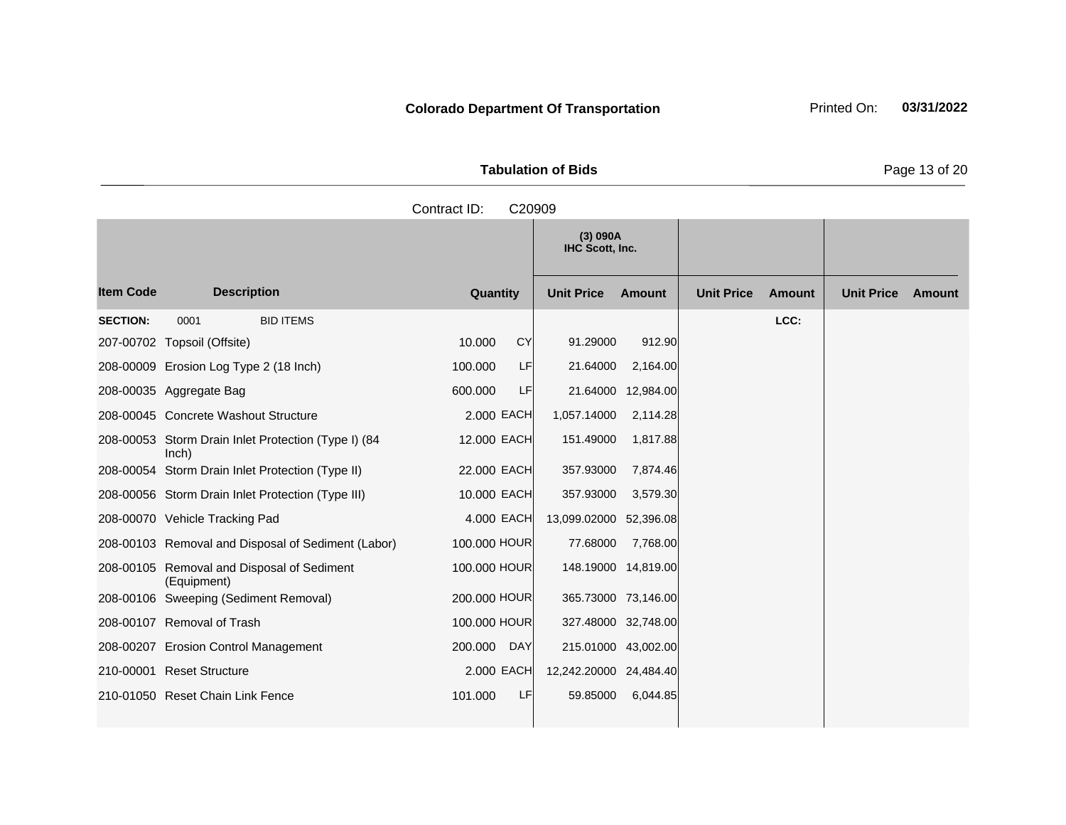**Colorado Department Of Transportation** Printed On: **03/31/2022**

**Tabulation of Bids**

Contract ID: C20909

| | | | | (3) 090A IHC Scott, Inc. | | | | | |
|---|---|---|---|---|---|---|---|---|---|
| **Item Code** | **Description** | **Quantity** | | **Unit Price** | **Amount** | **Unit Price** | **Amount** | **Unit Price** | **Amount** |
| **SECTION:** | 0001 BID ITEMS | | | | | | **LCC:** | | |
| 207-00702 | Topsoil (Offsite) | 10.000 | CY | 91.29000 | 912.90 | | | | |
| 208-00009 | Erosion Log Type 2 (18 Inch) | 100.000 | LF | 21.64000 | 2,164.00 | | | | |
| 208-00035 | Aggregate Bag | 600.000 | LF | 21.64000 | 12,984.00 | | | | |
| 208-00045 | Concrete Washout Structure | 2.000 | EACH | 1,057.14000 | 2,114.28 | | | | |
| 208-00053 | Storm Drain Inlet Protection (Type I) (84 Inch) | 12.000 | EACH | 151.49000 | 1,817.88 | | | | |
| 208-00054 | Storm Drain Inlet Protection (Type II) | 22.000 | EACH | 357.93000 | 7,874.46 | | | | |
| 208-00056 | Storm Drain Inlet Protection (Type III) | 10.000 | EACH | 357.93000 | 3,579.30 | | | | |
| 208-00070 | Vehicle Tracking Pad | 4.000 | EACH | 13,099.02000 | 52,396.08 | | | | |
| 208-00103 | Removal and Disposal of Sediment (Labor) | 100.000 | HOUR | 77.68000 | 7,768.00 | | | | |
| 208-00105 | Removal and Disposal of Sediment (Equipment) | 100.000 | HOUR | 148.19000 | 14,819.00 | | | | |
| 208-00106 | Sweeping (Sediment Removal) | 200.000 | HOUR | 365.73000 | 73,146.00 | | | | |
| 208-00107 | Removal of Trash | 100.000 | HOUR | 327.48000 | 32,748.00 | | | | |
| 208-00207 | Erosion Control Management | 200.000 | DAY | 215.01000 | 43,002.00 | | | | |
| 210-00001 | Reset Structure | 2.000 | EACH | 12,242.20000 | 24,484.40 | | | | |
| 210-01050 | Reset Chain Link Fence | 101.000 | LF | 59.85000 | 6,044.85 | | | | |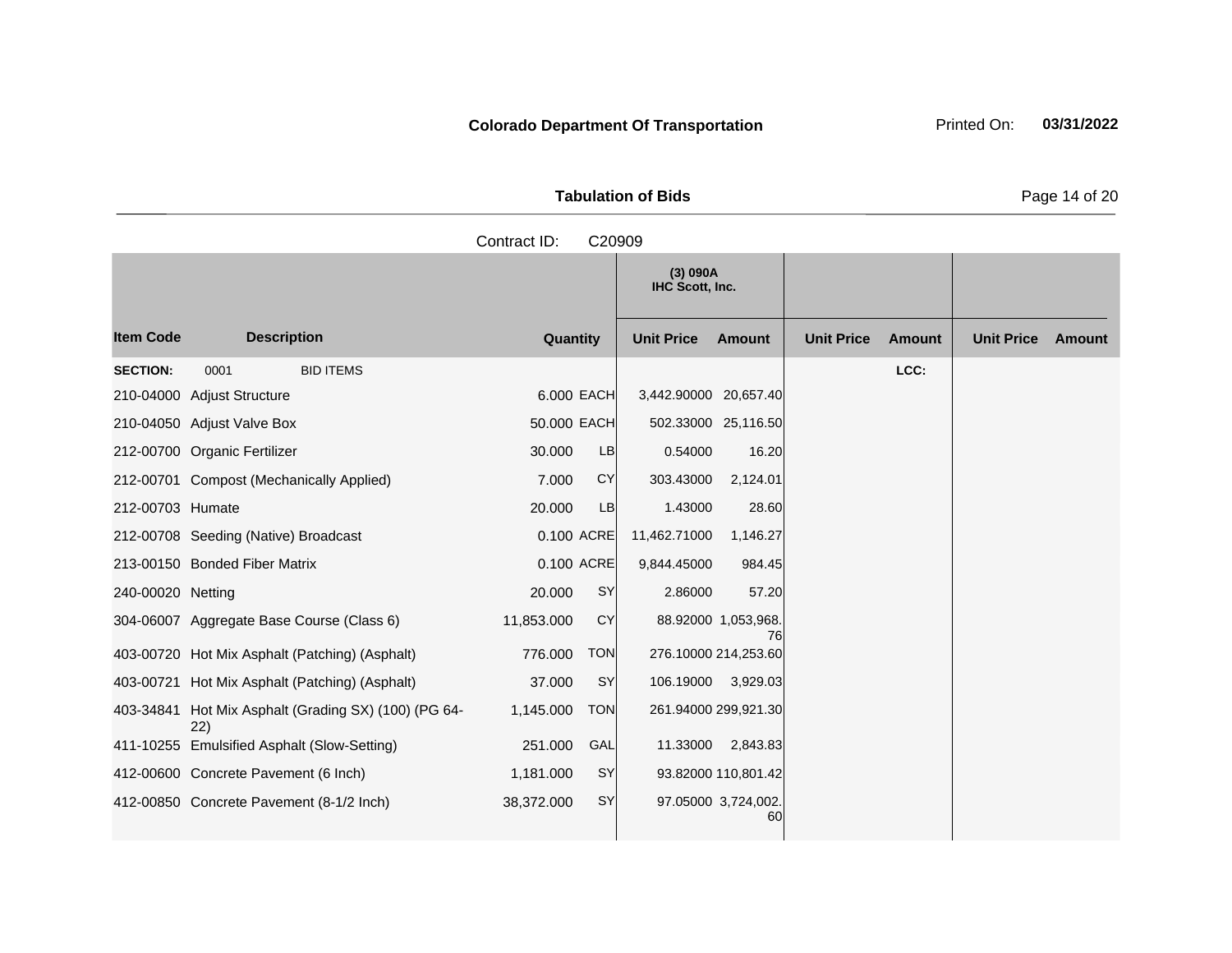**Colorado Department Of Transportation** Printed On: **03/31/2022**

**Tabulation of Bids**

Contract ID: C20909

| Item Code | Description | Quantity | | (3) 090A IHC Scott, Inc. | | | | | |
|---|---|---|---|---|---|---|---|---|---|
| | | | | Unit Price | Amount | Unit Price | Amount | Unit Price | Amount |
| **SECTION:** | 0001 BID ITEMS | | | | | | LCC: | | |
| 210-04000 | Adjust Structure | 6.000 | EACH | 3,442.90000 | 20,657.40 | | | | |
| 210-04050 | Adjust Valve Box | 50.000 | EACH | 502.33000 | 25,116.50 | | | | |
| 212-00700 | Organic Fertilizer | 30.000 | LB | 0.54000 | 16.20 | | | | |
| 212-00701 | Compost (Mechanically Applied) | 7.000 | CY | 303.43000 | 2,124.01 | | | | |
| 212-00703 | Humate | 20.000 | LB | 1.43000 | 28.60 | | | | |
| 212-00708 | Seeding (Native) Broadcast | 0.100 | ACRE | 11,462.71000 | 1,146.27 | | | | |
| 213-00150 | Bonded Fiber Matrix | 0.100 | ACRE | 9,844.45000 | 984.45 | | | | |
| 240-00020 | Netting | 20.000 | SY | 2.86000 | 57.20 | | | | |
| 304-06007 | Aggregate Base Course (Class 6) | 11,853.000 | CY | 88.92000 | 1,053,968.76 | | | | |
| 403-00720 | Hot Mix Asphalt (Patching) (Asphalt) | 776.000 | TON | 276.10000 | 214,253.60 | | | | |
| 403-00721 | Hot Mix Asphalt (Patching) (Asphalt) | 37.000 | SY | 106.19000 | 3,929.03 | | | | |
| 403-34841 | Hot Mix Asphalt (Grading SX) (100) (PG 64-22) | 1,145.000 | TON | 261.94000 | 299,921.30 | | | | |
| 411-10255 | Emulsified Asphalt (Slow-Setting) | 251.000 | GAL | 11.33000 | 2,843.83 | | | | |
| 412-00600 | Concrete Pavement (6 Inch) | 1,181.000 | SY | 93.82000 | 110,801.42 | | | | |
| 412-00850 | Concrete Pavement (8-1/2 Inch) | 38,372.000 | SY | 97.05000 | 3,724,002.60 | | | | |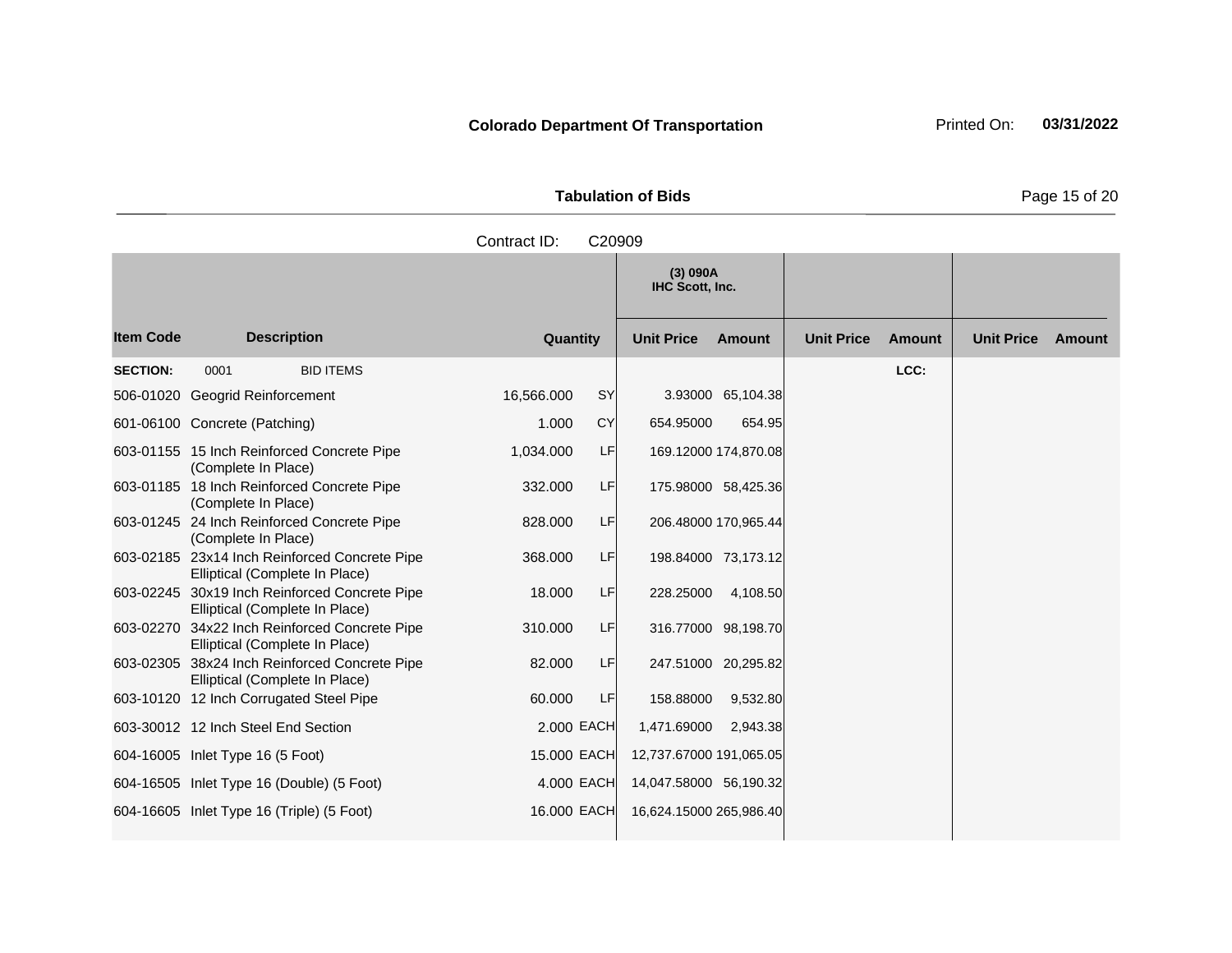**Colorado Department Of Transportation**

Printed On: **03/31/2022**

**Tabulation of Bids**

Contract ID: C20909

| Item Code | Description | Quantity | | (3) 090A IHC Scott, Inc. | | | | | |
|---|---|---|---|---|---|---|---|---|---|
| | | | | Unit Price | Amount | Unit Price | Amount | Unit Price | Amount |
| **SECTION:** | 0001 BID ITEMS | | | | | | LCC: | | |
| 506-01020 | Geogrid Reinforcement | 16,566.000 | SY | 3.93000 | 65,104.38 | | | | |
| 601-06100 | Concrete (Patching) | 1.000 | CY | 654.95000 | 654.95 | | | | |
| 603-01155 | 15 Inch Reinforced Concrete Pipe (Complete In Place) | 1,034.000 | LF | 169.12000 | 174,870.08 | | | | |
| 603-01185 | 18 Inch Reinforced Concrete Pipe (Complete In Place) | 332.000 | LF | 175.98000 | 58,425.36 | | | | |
| 603-01245 | 24 Inch Reinforced Concrete Pipe (Complete In Place) | 828.000 | LF | 206.48000 | 170,965.44 | | | | |
| 603-02185 | 23x14 Inch Reinforced Concrete Pipe Elliptical (Complete In Place) | 368.000 | LF | 198.84000 | 73,173.12 | | | | |
| 603-02245 | 30x19 Inch Reinforced Concrete Pipe Elliptical (Complete In Place) | 18.000 | LF | 228.25000 | 4,108.50 | | | | |
| 603-02270 | 34x22 Inch Reinforced Concrete Pipe Elliptical (Complete In Place) | 310.000 | LF | 316.77000 | 98,198.70 | | | | |
| 603-02305 | 38x24 Inch Reinforced Concrete Pipe Elliptical (Complete In Place) | 82.000 | LF | 247.51000 | 20,295.82 | | | | |
| 603-10120 | 12 Inch Corrugated Steel Pipe | 60.000 | LF | 158.88000 | 9,532.80 | | | | |
| 603-30012 | 12 Inch Steel End Section | 2.000 | EACH | 1,471.69000 | 2,943.38 | | | | |
| 604-16005 | Inlet Type 16 (5 Foot) | 15.000 | EACH | 12,737.67000 | 191,065.05 | | | | |
| 604-16505 | Inlet Type 16 (Double) (5 Foot) | 4.000 | EACH | 14,047.58000 | 56,190.32 | | | | |
| 604-16605 | Inlet Type 16 (Triple) (5 Foot) | 16.000 | EACH | 16,624.15000 | 265,986.40 | | | | |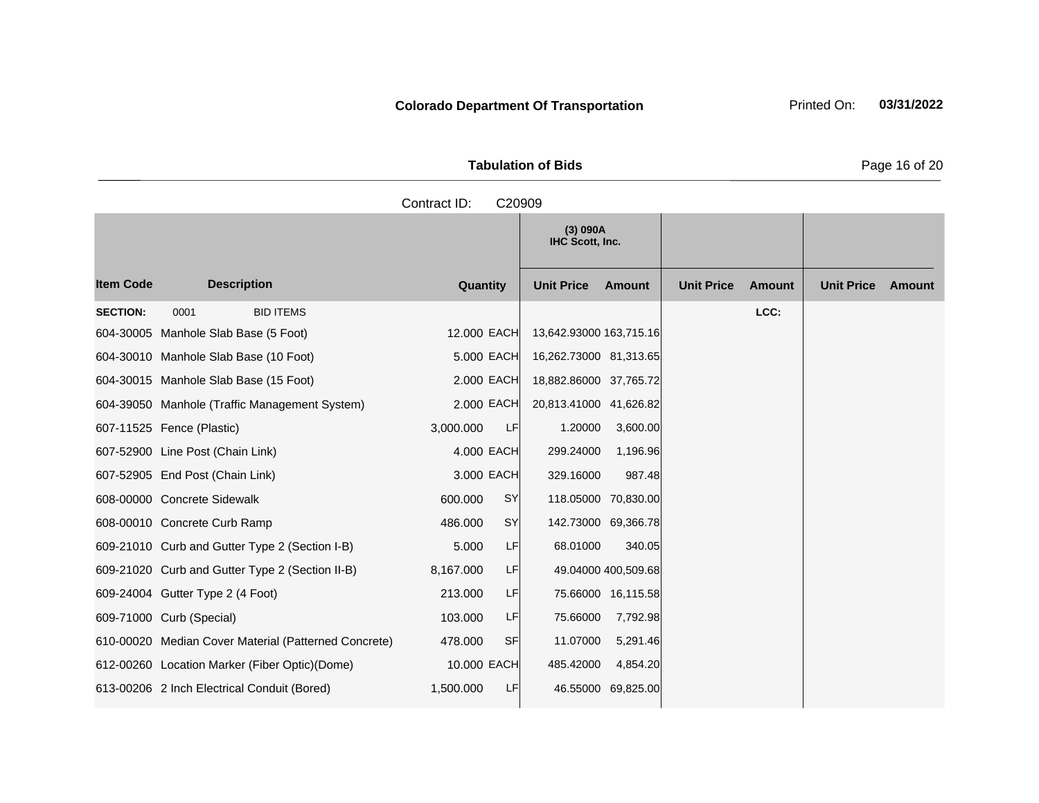**Colorado Department Of Transportation** Printed On: **03/31/2022**

**Tabulation of Bids**

Contract ID: C20909

| Item Code | Description | Quantity | | (3) 090A IHC Scott, Inc. Unit Price | Amount | Unit Price | Amount | Unit Price | Amount |
|---|---|---|---|---|---|---|---|---|---|
| **SECTION:** | 0001 BID ITEMS | | | | | | LCC: | | |
| 604-30005 | Manhole Slab Base (5 Foot) | 12.000 | EACH | 13,642.93000 | 163,715.16 | | | | |
| 604-30010 | Manhole Slab Base (10 Foot) | 5.000 | EACH | 16,262.73000 | 81,313.65 | | | | |
| 604-30015 | Manhole Slab Base (15 Foot) | 2.000 | EACH | 18,882.86000 | 37,765.72 | | | | |
| 604-39050 | Manhole (Traffic Management System) | 2.000 | EACH | 20,813.41000 | 41,626.82 | | | | |
| 607-11525 | Fence (Plastic) | 3,000.000 | LF | 1.20000 | 3,600.00 | | | | |
| 607-52900 | Line Post (Chain Link) | 4.000 | EACH | 299.24000 | 1,196.96 | | | | |
| 607-52905 | End Post (Chain Link) | 3.000 | EACH | 329.16000 | 987.48 | | | | |
| 608-00000 | Concrete Sidewalk | 600.000 | SY | 118.05000 | 70,830.00 | | | | |
| 608-00010 | Concrete Curb Ramp | 486.000 | SY | 142.73000 | 69,366.78 | | | | |
| 609-21010 | Curb and Gutter Type 2 (Section I-B) | 5.000 | LF | 68.01000 | 340.05 | | | | |
| 609-21020 | Curb and Gutter Type 2 (Section II-B) | 8,167.000 | LF | 49.04000 | 400,509.68 | | | | |
| 609-24004 | Gutter Type 2 (4 Foot) | 213.000 | LF | 75.66000 | 16,115.58 | | | | |
| 609-71000 | Curb (Special) | 103.000 | LF | 75.66000 | 7,792.98 | | | | |
| 610-00020 | Median Cover Material (Patterned Concrete) | 478.000 | SF | 11.07000 | 5,291.46 | | | | |
| 612-00260 | Location Marker (Fiber Optic)(Dome) | 10.000 | EACH | 485.42000 | 4,854.20 | | | | |
| 613-00206 | 2 Inch Electrical Conduit (Bored) | 1,500.000 | LF | 46.55000 | 69,825.00 | | | | |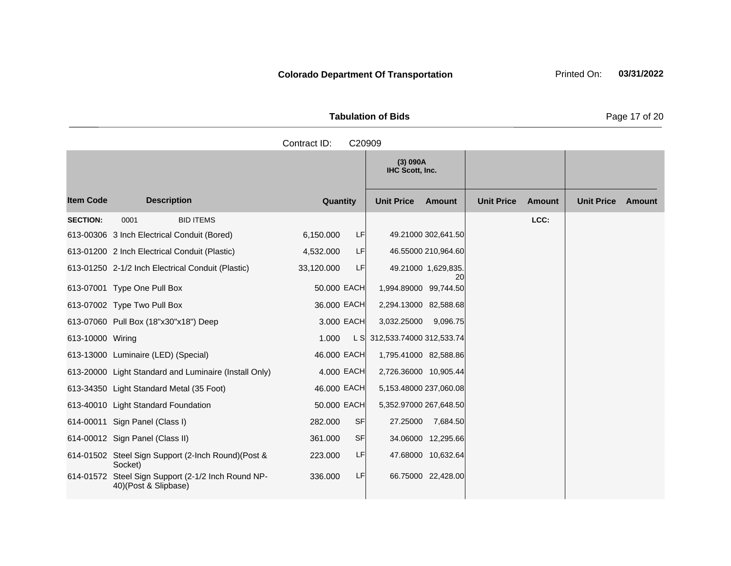**Colorado Department Of Transportation**

Printed On: **03/31/2022**

**Tabulation of Bids**

Contract ID: C20909

| Item Code | Description | Quantity | | (3) 090A IHC Scott, Inc. Unit Price | Amount | Unit Price | Amount | Unit Price | Amount |
|---|---|---|---|---|---|---|---|---|---|
| **SECTION:** | 0001 BID ITEMS | | | | | | LCC: | | |
| 613-00306 | 3 Inch Electrical Conduit (Bored) | 6,150.000 | LF | 49.21000 | 302,641.50 | | | | |
| 613-01200 | 2 Inch Electrical Conduit (Plastic) | 4,532.000 | LF | 46.55000 | 210,964.60 | | | | |
| 613-01250 | 2-1/2 Inch Electrical Conduit (Plastic) | 33,120.000 | LF | 49.21000 | 1,629,835.20 | | | | |
| 613-07001 | Type One Pull Box | 50.000 | EACH | 1,994.89000 | 99,744.50 | | | | |
| 613-07002 | Type Two Pull Box | 36.000 | EACH | 2,294.13000 | 82,588.68 | | | | |
| 613-07060 | Pull Box (18"x30"x18") Deep | 3.000 | EACH | 3,032.25000 | 9,096.75 | | | | |
| 613-10000 | Wiring | 1.000 | L S | 312,533.74000 | 312,533.74 | | | | |
| 613-13000 | Luminaire (LED) (Special) | 46.000 | EACH | 1,795.41000 | 82,588.86 | | | | |
| 613-20000 | Light Standard and Luminaire (Install Only) | 4.000 | EACH | 2,726.36000 | 10,905.44 | | | | |
| 613-34350 | Light Standard Metal (35 Foot) | 46.000 | EACH | 5,153.48000 | 237,060.08 | | | | |
| 613-40010 | Light Standard Foundation | 50.000 | EACH | 5,352.97000 | 267,648.50 | | | | |
| 614-00011 | Sign Panel (Class I) | 282.000 | SF | 27.25000 | 7,684.50 | | | | |
| 614-00012 | Sign Panel (Class II) | 361.000 | SF | 34.06000 | 12,295.66 | | | | |
| 614-01502 | Steel Sign Support (2-Inch Round)(Post & Socket) | 223.000 | LF | 47.68000 | 10,632.64 | | | | |
| 614-01572 | Steel Sign Support (2-1/2 Inch Round NP-40)(Post & Slipbase) | 336.000 | LF | 66.75000 | 22,428.00 | | | | |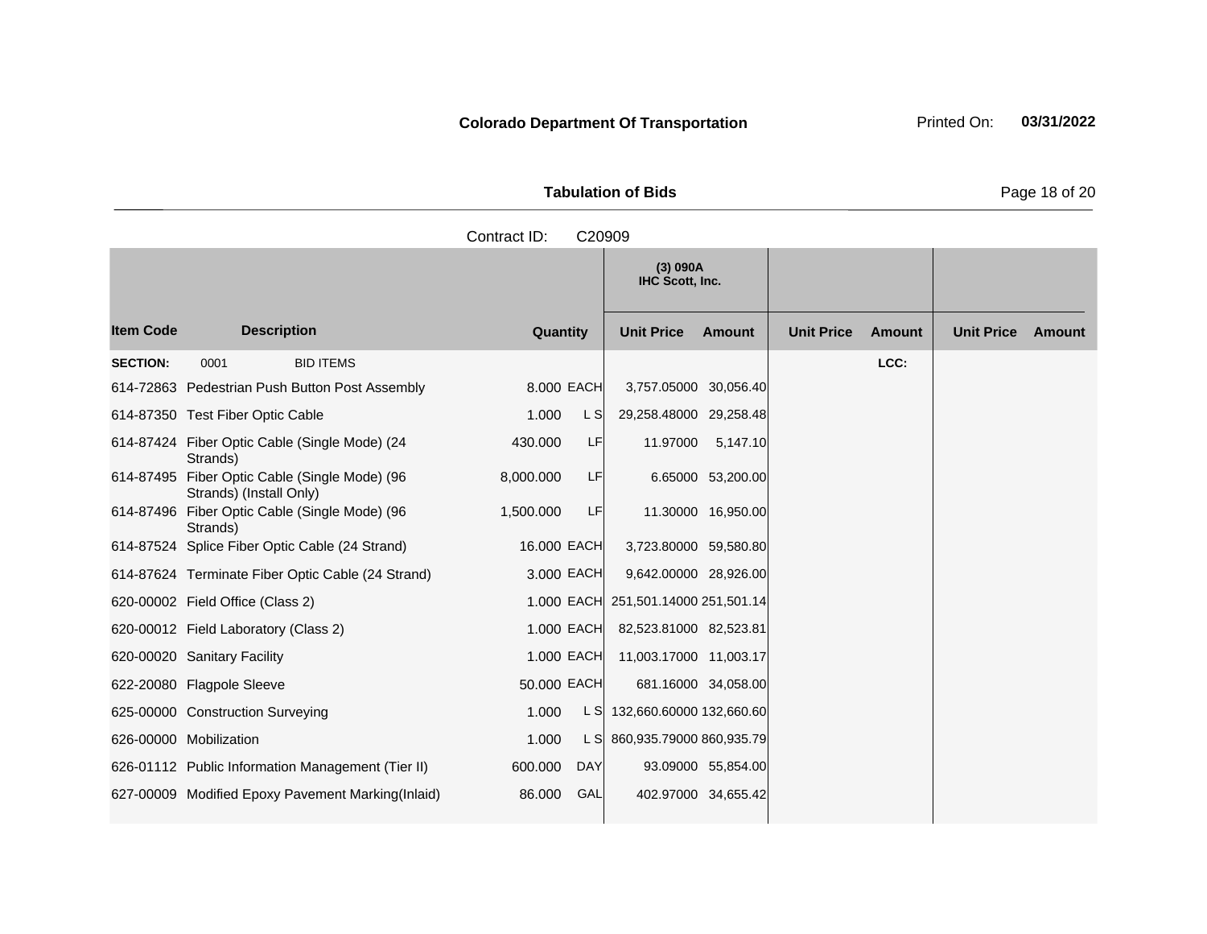**Colorado Department Of Transportation**

Printed On: **03/31/2022**

**Tabulation of Bids**

Contract ID: C20909

| Item Code | Description | Quantity | | (3) 090A IHC Scott, Inc. Unit Price | Amount | Unit Price | Amount | Unit Price | Amount |
|---|---|---|---|---|---|---|---|---|---|
| **SECTION:** | 0001 BID ITEMS | | | | | | LCC: | | |
| 614-72863 | Pedestrian Push Button Post Assembly | 8.000 | EACH | 3,757.05000 | 30,056.40 | | | | |
| 614-87350 | Test Fiber Optic Cable | 1.000 | L S | 29,258.48000 | 29,258.48 | | | | |
| 614-87424 | Fiber Optic Cable (Single Mode) (24 Strands) | 430.000 | LF | 11.97000 | 5,147.10 | | | | |
| 614-87495 | Fiber Optic Cable (Single Mode) (96 Strands) (Install Only) | 8,000.000 | LF | 6.65000 | 53,200.00 | | | | |
| 614-87496 | Fiber Optic Cable (Single Mode) (96 Strands) | 1,500.000 | LF | 11.30000 | 16,950.00 | | | | |
| 614-87524 | Splice Fiber Optic Cable (24 Strand) | 16.000 | EACH | 3,723.80000 | 59,580.80 | | | | |
| 614-87624 | Terminate Fiber Optic Cable (24 Strand) | 3.000 | EACH | 9,642.00000 | 28,926.00 | | | | |
| 620-00002 | Field Office (Class 2) | 1.000 | EACH | 251,501.14000 | 251,501.14 | | | | |
| 620-00012 | Field Laboratory (Class 2) | 1.000 | EACH | 82,523.81000 | 82,523.81 | | | | |
| 620-00020 | Sanitary Facility | 1.000 | EACH | 11,003.17000 | 11,003.17 | | | | |
| 622-20080 | Flagpole Sleeve | 50.000 | EACH | 681.16000 | 34,058.00 | | | | |
| 625-00000 | Construction Surveying | 1.000 | L S | 132,660.60000 | 132,660.60 | | | | |
| 626-00000 | Mobilization | 1.000 | L S | 860,935.79000 | 860,935.79 | | | | |
| 626-01112 | Public Information Management (Tier II) | 600.000 | DAY | 93.09000 | 55,854.00 | | | | |
| 627-00009 | Modified Epoxy Pavement Marking(Inlaid) | 86.000 | GAL | 402.97000 | 34,655.42 | | | | |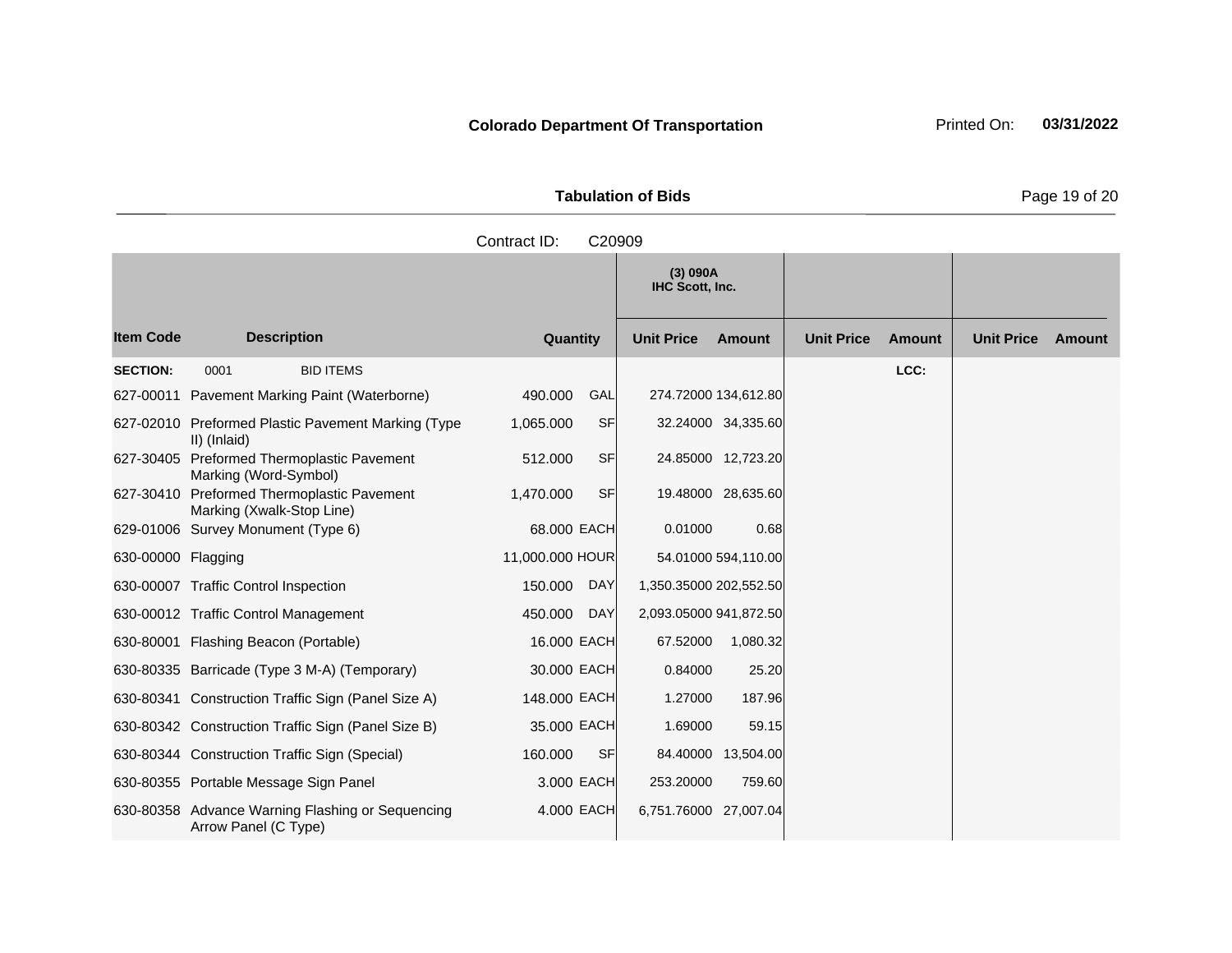**Colorado Department Of Transportation**

Printed On: **03/31/2022**

**Tabulation of Bids**

Contract ID: C20909

| Item Code | Description | Quantity | | (3) 090A IHC Scott, Inc. Unit Price | Amount | Unit Price | Amount | Unit Price | Amount |
|---|---|---|---|---|---|---|---|---|---|
| **SECTION:** | 0001 BID ITEMS | | | | | | LCC: | | |
| 627-00011 | Pavement Marking Paint (Waterborne) | 490.000 | GAL | 274.72000 | 134,612.80 | | | | |
| 627-02010 | Preformed Plastic Pavement Marking (Type II) (Inlaid) | 1,065.000 | SF | 32.24000 | 34,335.60 | | | | |
| 627-30405 | Preformed Thermoplastic Pavement Marking (Word-Symbol) | 512.000 | SF | 24.85000 | 12,723.20 | | | | |
| 627-30410 | Preformed Thermoplastic Pavement Marking (Xwalk-Stop Line) | 1,470.000 | SF | 19.48000 | 28,635.60 | | | | |
| 629-01006 | Survey Monument (Type 6) | 68.000 | EACH | 0.01000 | 0.68 | | | | |
| 630-00000 | Flagging | 11,000.000 | HOUR | 54.01000 | 594,110.00 | | | | |
| 630-00007 | Traffic Control Inspection | 150.000 | DAY | 1,350.35000 | 202,552.50 | | | | |
| 630-00012 | Traffic Control Management | 450.000 | DAY | 2,093.05000 | 941,872.50 | | | | |
| 630-80001 | Flashing Beacon (Portable) | 16.000 | EACH | 67.52000 | 1,080.32 | | | | |
| 630-80335 | Barricade (Type 3 M-A) (Temporary) | 30.000 | EACH | 0.84000 | 25.20 | | | | |
| 630-80341 | Construction Traffic Sign (Panel Size A) | 148.000 | EACH | 1.27000 | 187.96 | | | | |
| 630-80342 | Construction Traffic Sign (Panel Size B) | 35.000 | EACH | 1.69000 | 59.15 | | | | |
| 630-80344 | Construction Traffic Sign (Special) | 160.000 | SF | 84.40000 | 13,504.00 | | | | |
| 630-80355 | Portable Message Sign Panel | 3.000 | EACH | 253.20000 | 759.60 | | | | |
| 630-80358 | Advance Warning Flashing or Sequencing Arrow Panel (C Type) | 4.000 | EACH | 6,751.76000 | 27,007.04 | | | | |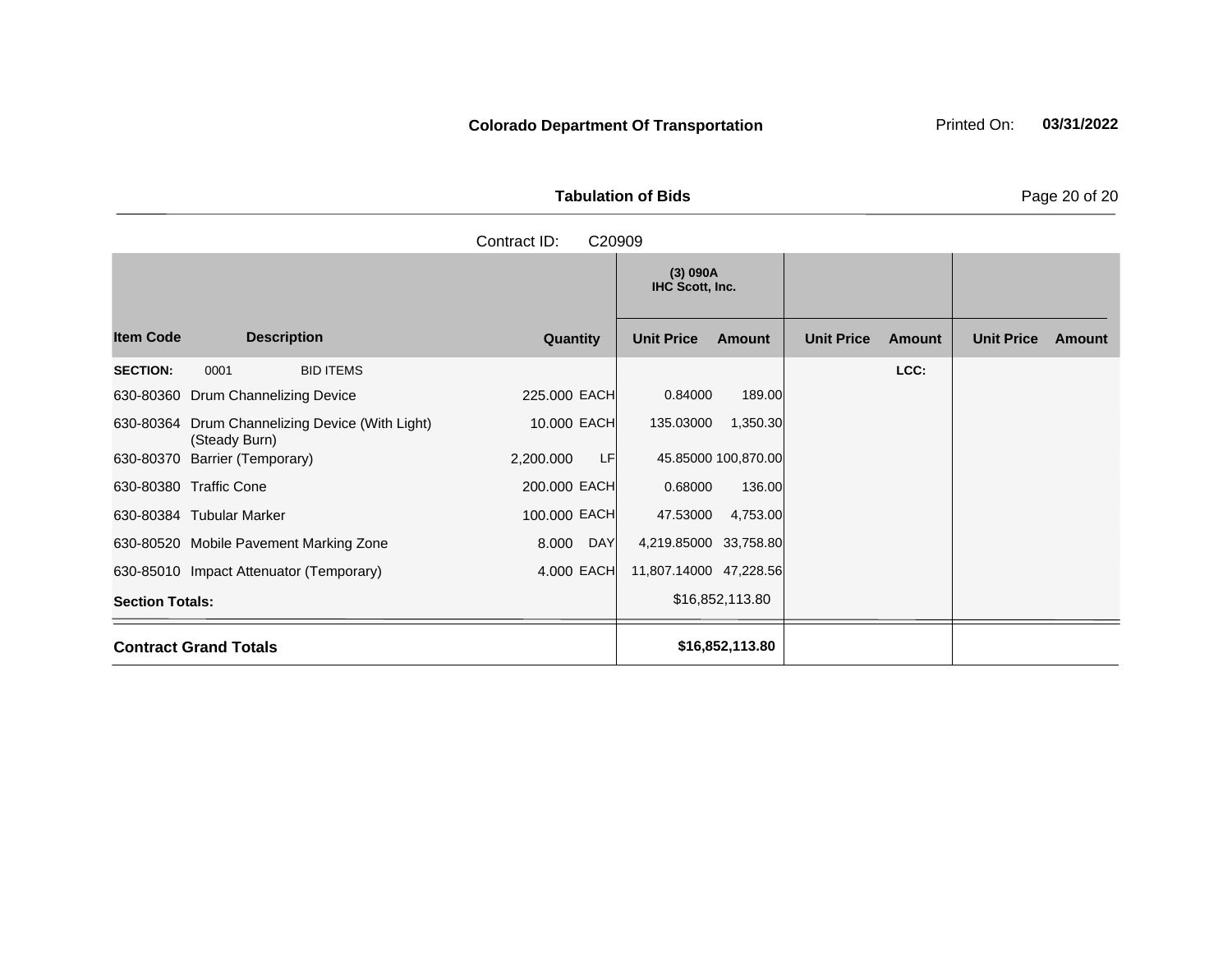**Colorado Department Of Transportation**

Printed On: **03/31/2022**

**Tabulation of Bids**

Contract ID: C20909

| Item Code | Description | Quantity | | (3) 090A IHC Scott, Inc. Unit Price | Amount | Unit Price | Amount | Unit Price | Amount |
|---|---|---|---|---|---|---|---|---|---|
| **SECTION:** | 0001 BID ITEMS | | | | | | **LCC:** | | |
| 630-80360 | Drum Channelizing Device | 225.000 | EACH | 0.84000 | 189.00 | | | | |
| 630-80364 | Drum Channelizing Device (With Light) (Steady Burn) | 10.000 | EACH | 135.03000 | 1,350.30 | | | | |
| 630-80370 | Barrier (Temporary) | 2,200.000 | LF | 45.85000 | 100,870.00 | | | | |
| 630-80380 | Traffic Cone | 200.000 | EACH | 0.68000 | 136.00 | | | | |
| 630-80384 | Tubular Marker | 100.000 | EACH | 47.53000 | 4,753.00 | | | | |
| 630-80520 | Mobile Pavement Marking Zone | 8.000 | DAY | 4,219.85000 | 33,758.80 | | | | |
| 630-85010 | Impact Attenuator (Temporary) | 4.000 | EACH | 11,807.14000 | 47,228.56 | | | | |
| **Section Totals:** | | | | | $16,852,113.80 | | | | |
| **Contract Grand Totals** | | | | | **$16,852,113.80** | | | | |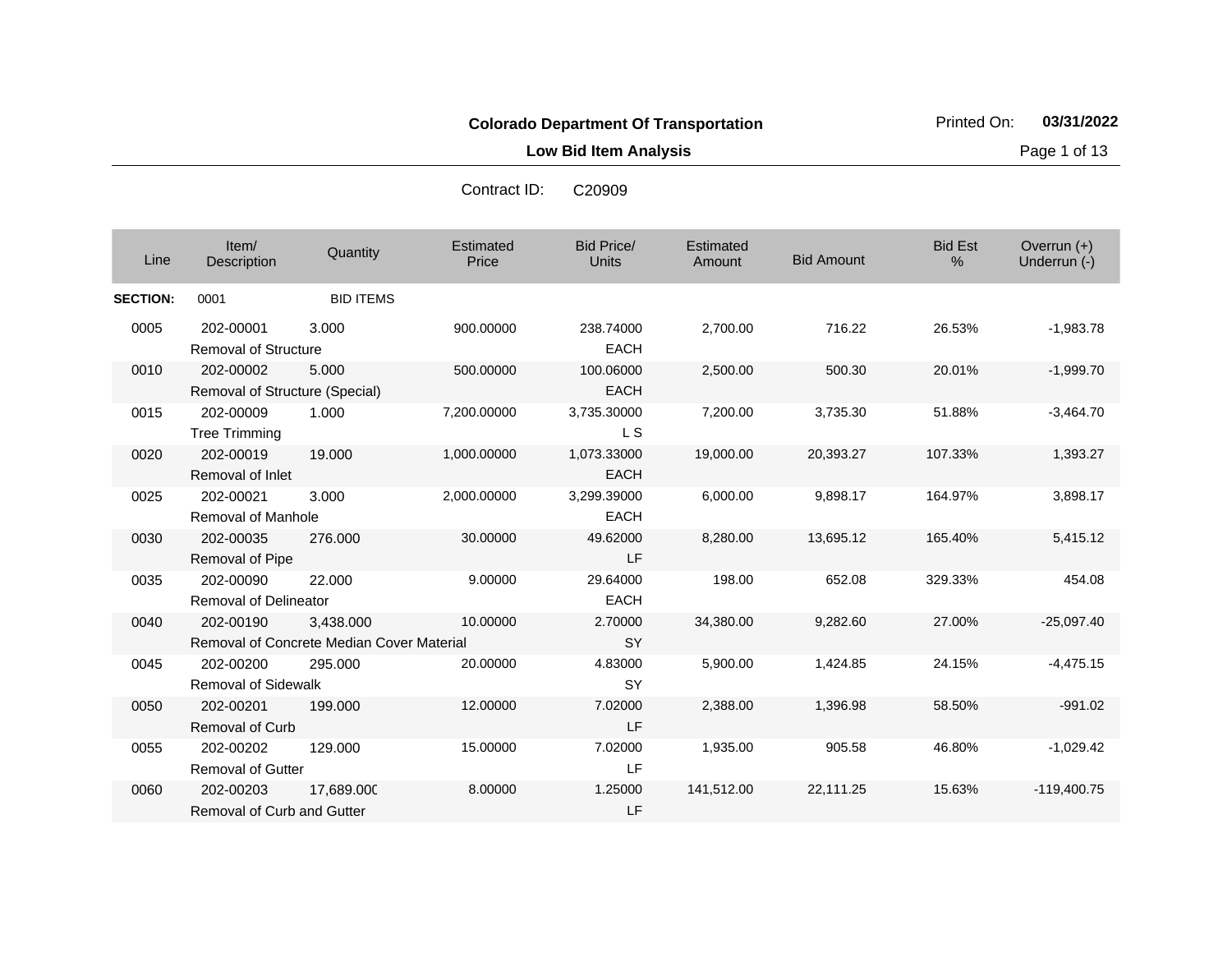**Colorado Department Of Transportation**

Printed On: **03/31/2022**

**Low Bid Item Analysis**

Contract ID: C20909

| Line | Item/ Description | Quantity | Estimated Price | Bid Price/ Units | Estimated Amount | Bid Amount | Bid Est % | Overrun (+) Underrun (-) |
|---|---|---|---|---|---|---|---|---|
| **SECTION:** | 0001 | BID ITEMS | | | | | | |
| 0005 | 202-00001 Removal of Structure | 3.000 | 900.00000 | 238.74000 EACH | 2,700.00 | 716.22 | 26.53% | -1,983.78 |
| 0010 | 202-00002 Removal of Structure (Special) | 5.000 | 500.00000 | 100.06000 EACH | 2,500.00 | 500.30 | 20.01% | -1,999.70 |
| 0015 | 202-00009 Tree Trimming | 1.000 | 7,200.00000 | 3,735.30000 L S | 7,200.00 | 3,735.30 | 51.88% | -3,464.70 |
| 0020 | 202-00019 Removal of Inlet | 19.000 | 1,000.00000 | 1,073.33000 EACH | 19,000.00 | 20,393.27 | 107.33% | 1,393.27 |
| 0025 | 202-00021 Removal of Manhole | 3.000 | 2,000.00000 | 3,299.39000 EACH | 6,000.00 | 9,898.17 | 164.97% | 3,898.17 |
| 0030 | 202-00035 Removal of Pipe | 276.000 | 30.00000 | 49.62000 LF | 8,280.00 | 13,695.12 | 165.40% | 5,415.12 |
| 0035 | 202-00090 Removal of Delineator | 22.000 | 9.00000 | 29.64000 EACH | 198.00 | 652.08 | 329.33% | 454.08 |
| 0040 | 202-00190 Removal of Concrete Median Cover Material | 3,438.000 | 10.00000 | 2.70000 SY | 34,380.00 | 9,282.60 | 27.00% | -25,097.40 |
| 0045 | 202-00200 Removal of Sidewalk | 295.000 | 20.00000 | 4.83000 SY | 5,900.00 | 1,424.85 | 24.15% | -4,475.15 |
| 0050 | 202-00201 Removal of Curb | 199.000 | 12.00000 | 7.02000 LF | 2,388.00 | 1,396.98 | 58.50% | -991.02 |
| 0055 | 202-00202 Removal of Gutter | 129.000 | 15.00000 | 7.02000 LF | 1,935.00 | 905.58 | 46.80% | -1,029.42 |
| 0060 | 202-00203 Removal of Curb and Gutter | 17,689.000 | 8.00000 | 1.25000 LF | 141,512.00 | 22,111.25 | 15.63% | -119,400.75 |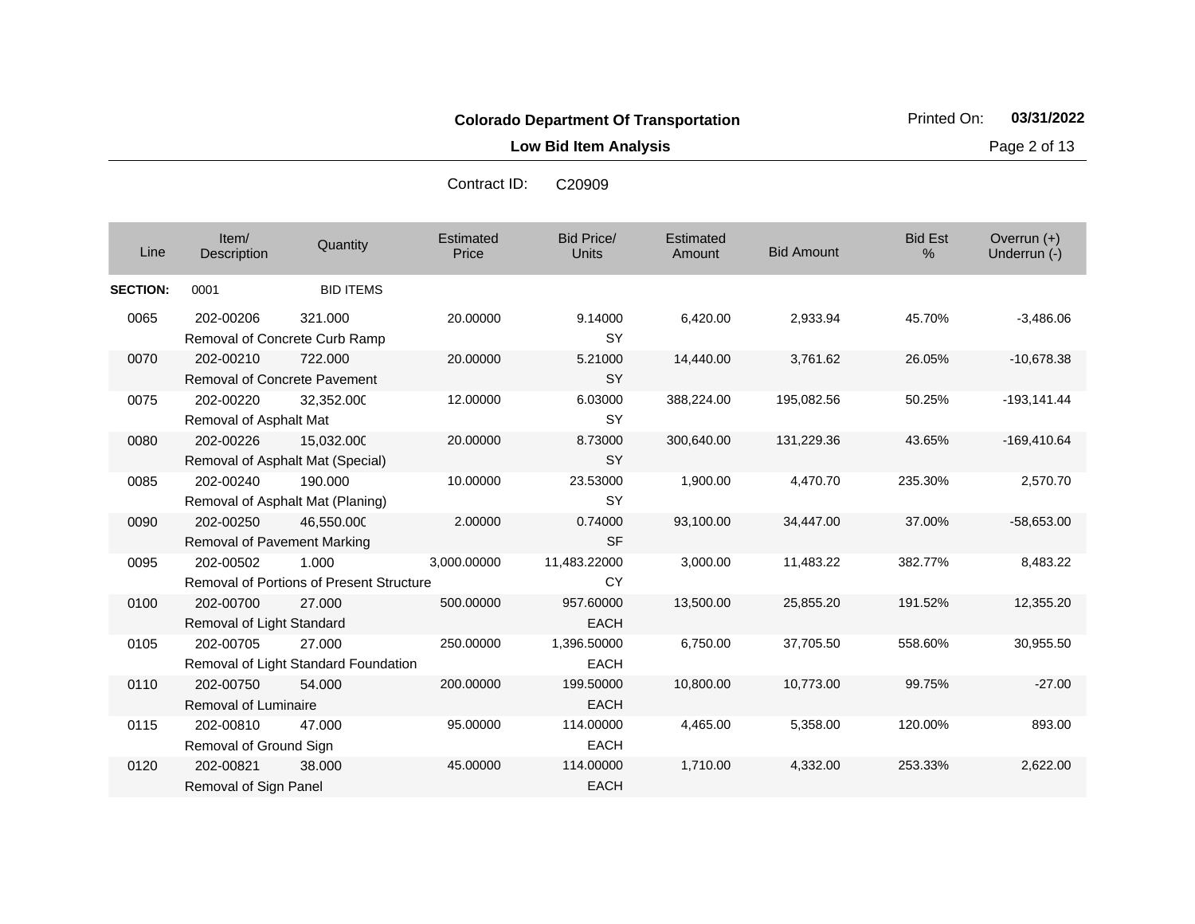**Colorado Department Of Transportation**

**Low Bid Item Analysis**

Printed On: **03/31/2022**

Contract ID: C20909

| Line | Item/ Description | Quantity | Estimated Price | Bid Price/ Units | Estimated Amount | Bid Amount | Bid Est % | Overrun (+) Underrun (-) |
|---|---|---|---|---|---|---|---|---|
| **SECTION:** | 0001 | BID ITEMS | | | | | | |
| 0065 | 202-00206 Removal of Concrete Curb Ramp | 321.000 | 20.00000 | 9.14000 SY | 6,420.00 | 2,933.94 | 45.70% | -3,486.06 |
| 0070 | 202-00210 Removal of Concrete Pavement | 722.000 | 20.00000 | 5.21000 SY | 14,440.00 | 3,761.62 | 26.05% | -10,678.38 |
| 0075 | 202-00220 Removal of Asphalt Mat | 32,352.000 | 12.00000 | 6.03000 SY | 388,224.00 | 195,082.56 | 50.25% | -193,141.44 |
| 0080 | 202-00226 Removal of Asphalt Mat (Special) | 15,032.000 | 20.00000 | 8.73000 SY | 300,640.00 | 131,229.36 | 43.65% | -169,410.64 |
| 0085 | 202-00240 Removal of Asphalt Mat (Planing) | 190.000 | 10.00000 | 23.53000 SY | 1,900.00 | 4,470.70 | 235.30% | 2,570.70 |
| 0090 | 202-00250 Removal of Pavement Marking | 46,550.000 | 2.00000 | 0.74000 SF | 93,100.00 | 34,447.00 | 37.00% | -58,653.00 |
| 0095 | 202-00502 Removal of Portions of Present Structure | 1.000 | 3,000.00000 | 11,483.22000 CY | 3,000.00 | 11,483.22 | 382.77% | 8,483.22 |
| 0100 | 202-00700 Removal of Light Standard | 27.000 | 500.00000 | 957.60000 EACH | 13,500.00 | 25,855.20 | 191.52% | 12,355.20 |
| 0105 | 202-00705 Removal of Light Standard Foundation | 27.000 | 250.00000 | 1,396.50000 EACH | 6,750.00 | 37,705.50 | 558.60% | 30,955.50 |
| 0110 | 202-00750 Removal of Luminaire | 54.000 | 200.00000 | 199.50000 EACH | 10,800.00 | 10,773.00 | 99.75% | -27.00 |
| 0115 | 202-00810 Removal of Ground Sign | 47.000 | 95.00000 | 114.00000 EACH | 4,465.00 | 5,358.00 | 120.00% | 893.00 |
| 0120 | 202-00821 Removal of Sign Panel | 38.000 | 45.00000 | 114.00000 EACH | 1,710.00 | 4,332.00 | 253.33% | 2,622.00 |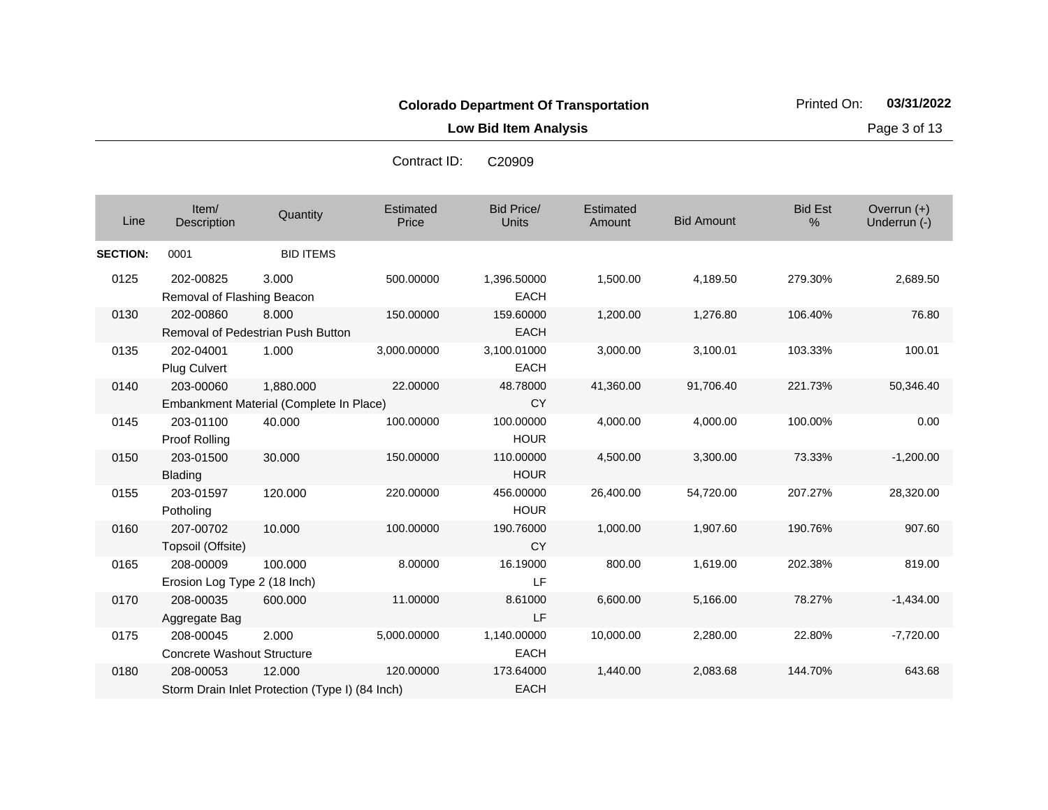**Colorado Department Of Transportation**

**Low Bid Item Analysis**

Printed On: **03/31/2022**

Contract ID: C20909

| Line | Item/ Description | Quantity | Estimated Price | Bid Price/ Units | Estimated Amount | Bid Amount | Bid Est % | Overrun (+) Underrun (-) |
|---|---|---|---|---|---|---|---|---|
| **SECTION:** | 0001 | BID ITEMS | | | | | | |
| 0125 | 202-00825 Removal of Flashing Beacon | 3.000 | 500.00000 | 1,396.50000 EACH | 1,500.00 | 4,189.50 | 279.30% | 2,689.50 |
| 0130 | 202-00860 Removal of Pedestrian Push Button | 8.000 | 150.00000 | 159.60000 EACH | 1,200.00 | 1,276.80 | 106.40% | 76.80 |
| 0135 | 202-04001 Plug Culvert | 1.000 | 3,000.00000 | 3,100.01000 EACH | 3,000.00 | 3,100.01 | 103.33% | 100.01 |
| 0140 | 203-00060 Embankment Material (Complete In Place) | 1,880.000 | 22.00000 | 48.78000 CY | 41,360.00 | 91,706.40 | 221.73% | 50,346.40 |
| 0145 | 203-01100 Proof Rolling | 40.000 | 100.00000 | 100.00000 HOUR | 4,000.00 | 4,000.00 | 100.00% | 0.00 |
| 0150 | 203-01500 Blading | 30.000 | 150.00000 | 110.00000 HOUR | 4,500.00 | 3,300.00 | 73.33% | -1,200.00 |
| 0155 | 203-01597 Potholing | 120.000 | 220.00000 | 456.00000 HOUR | 26,400.00 | 54,720.00 | 207.27% | 28,320.00 |
| 0160 | 207-00702 Topsoil (Offsite) | 10.000 | 100.00000 | 190.76000 CY | 1,000.00 | 1,907.60 | 190.76% | 907.60 |
| 0165 | 208-00009 Erosion Log Type 2 (18 Inch) | 100.000 | 8.00000 | 16.19000 LF | 800.00 | 1,619.00 | 202.38% | 819.00 |
| 0170 | 208-00035 Aggregate Bag | 600.000 | 11.00000 | 8.61000 LF | 6,600.00 | 5,166.00 | 78.27% | -1,434.00 |
| 0175 | 208-00045 Concrete Washout Structure | 2.000 | 5,000.00000 | 1,140.00000 EACH | 10,000.00 | 2,280.00 | 22.80% | -7,720.00 |
| 0180 | 208-00053 Storm Drain Inlet Protection (Type I) (84 Inch) | 12.000 | 120.00000 | 173.64000 EACH | 1,440.00 | 2,083.68 | 144.70% | 643.68 |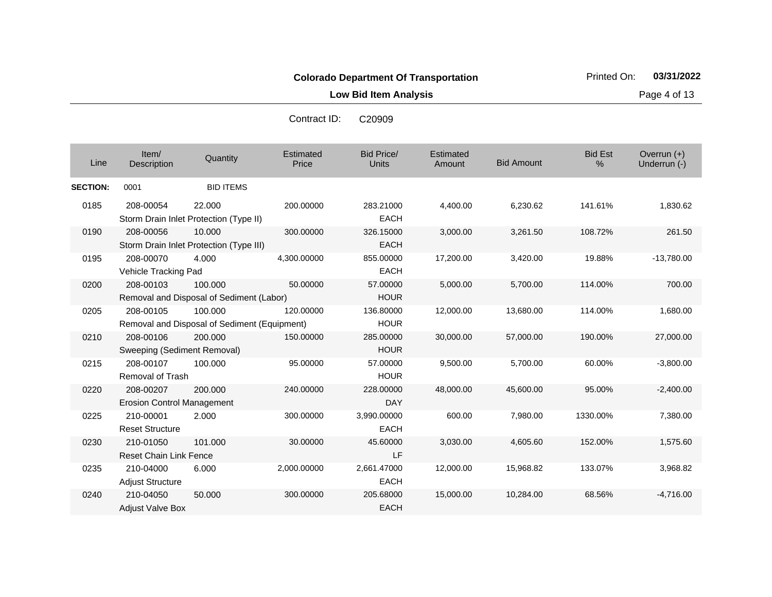**Colorado Department Of Transportation**

**Low Bid Item Analysis**

Printed On: **03/31/2022**

Contract ID: C20909

| Line | Item/ Description | Quantity | Estimated Price | Bid Price/ Units | Estimated Amount | Bid Amount | Bid Est % | Overrun (+) Underrun (-) |
|---|---|---|---|---|---|---|---|---|
| **SECTION:** | 0001 | BID ITEMS | | | | | | |
| 0185 | 208-00054 Storm Drain Inlet Protection (Type II) | 22.000 | 200.00000 | 283.21000 EACH | 4,400.00 | 6,230.62 | 141.61% | 1,830.62 |
| 0190 | 208-00056 Storm Drain Inlet Protection (Type III) | 10.000 | 300.00000 | 326.15000 EACH | 3,000.00 | 3,261.50 | 108.72% | 261.50 |
| 0195 | 208-00070 Vehicle Tracking Pad | 4.000 | 4,300.00000 | 855.00000 EACH | 17,200.00 | 3,420.00 | 19.88% | -13,780.00 |
| 0200 | 208-00103 Removal and Disposal of Sediment (Labor) | 100.000 | 50.00000 | 57.00000 HOUR | 5,000.00 | 5,700.00 | 114.00% | 700.00 |
| 0205 | 208-00105 Removal and Disposal of Sediment (Equipment) | 100.000 | 120.00000 | 136.80000 HOUR | 12,000.00 | 13,680.00 | 114.00% | 1,680.00 |
| 0210 | 208-00106 Sweeping (Sediment Removal) | 200.000 | 150.00000 | 285.00000 HOUR | 30,000.00 | 57,000.00 | 190.00% | 27,000.00 |
| 0215 | 208-00107 Removal of Trash | 100.000 | 95.00000 | 57.00000 HOUR | 9,500.00 | 5,700.00 | 60.00% | -3,800.00 |
| 0220 | 208-00207 Erosion Control Management | 200.000 | 240.00000 | 228.00000 DAY | 48,000.00 | 45,600.00 | 95.00% | -2,400.00 |
| 0225 | 210-00001 Reset Structure | 2.000 | 300.00000 | 3,990.00000 EACH | 600.00 | 7,980.00 | 1330.00% | 7,380.00 |
| 0230 | 210-01050 Reset Chain Link Fence | 101.000 | 30.00000 | 45.60000 LF | 3,030.00 | 4,605.60 | 152.00% | 1,575.60 |
| 0235 | 210-04000 Adjust Structure | 6.000 | 2,000.00000 | 2,661.47000 EACH | 12,000.00 | 15,968.82 | 133.07% | 3,968.82 |
| 0240 | 210-04050 Adjust Valve Box | 50.000 | 300.00000 | 205.68000 EACH | 15,000.00 | 10,284.00 | 68.56% | -4,716.00 |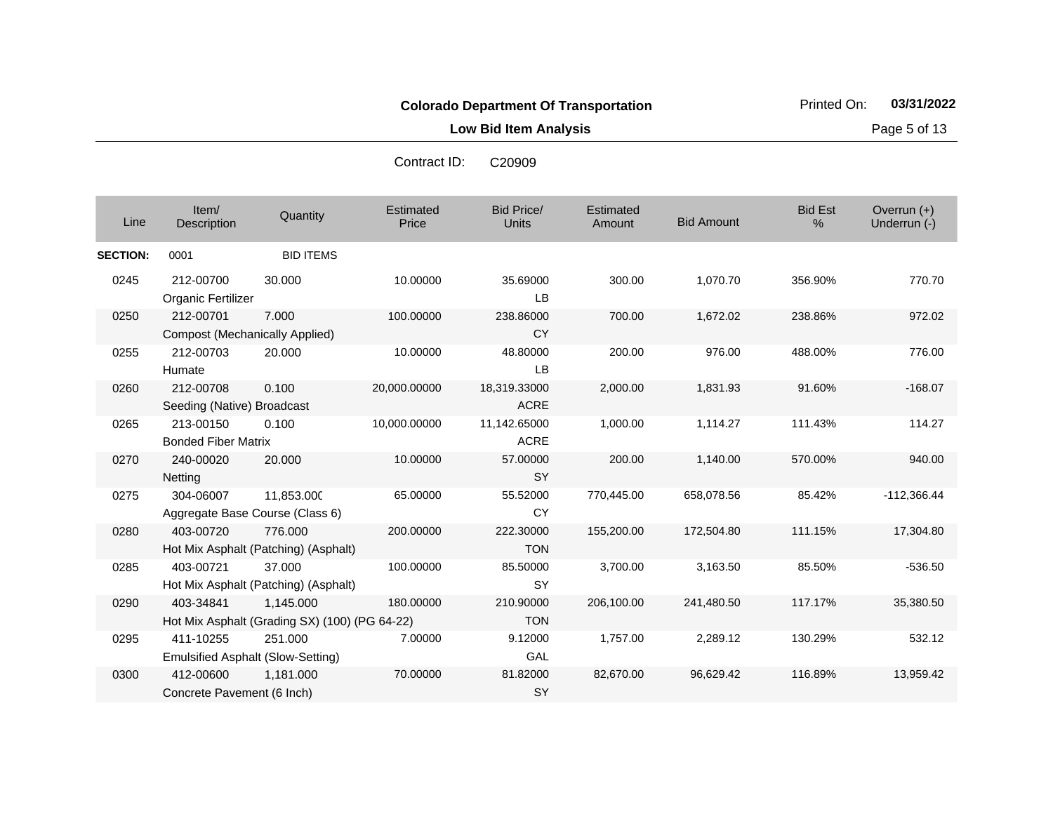**Colorado Department Of Transportation**

**Low Bid Item Analysis**

Printed On: **03/31/2022**

Contract ID: C20909

| Line | Item/ Description | Quantity | Estimated Price | Bid Price/ Units | Estimated Amount | Bid Amount | Bid Est % | Overrun (+) Underrun (-) |
|---|---|---|---|---|---|---|---|---|
| **SECTION:** | 0001 | BID ITEMS | | | | | | |
| 0245 | 212-00700 Organic Fertilizer | 30.000 | 10.00000 | 35.69000 LB | 300.00 | 1,070.70 | 356.90% | 770.70 |
| 0250 | 212-00701 Compost (Mechanically Applied) | 7.000 | 100.00000 | 238.86000 CY | 700.00 | 1,672.02 | 238.86% | 972.02 |
| 0255 | 212-00703 Humate | 20.000 | 10.00000 | 48.80000 LB | 200.00 | 976.00 | 488.00% | 776.00 |
| 0260 | 212-00708 Seeding (Native) Broadcast | 0.100 | 20,000.00000 | 18,319.33000 ACRE | 2,000.00 | 1,831.93 | 91.60% | -168.07 |
| 0265 | 213-00150 Bonded Fiber Matrix | 0.100 | 10,000.00000 | 11,142.65000 ACRE | 1,000.00 | 1,114.27 | 111.43% | 114.27 |
| 0270 | 240-00020 Netting | 20.000 | 10.00000 | 57.00000 SY | 200.00 | 1,140.00 | 570.00% | 940.00 |
| 0275 | 304-06007 Aggregate Base Course (Class 6) | 11,853.000 | 65.00000 | 55.52000 CY | 770,445.00 | 658,078.56 | 85.42% | -112,366.44 |
| 0280 | 403-00720 Hot Mix Asphalt (Patching) (Asphalt) | 776.000 | 200.00000 | 222.30000 TON | 155,200.00 | 172,504.80 | 111.15% | 17,304.80 |
| 0285 | 403-00721 Hot Mix Asphalt (Patching) (Asphalt) | 37.000 | 100.00000 | 85.50000 SY | 3,700.00 | 3,163.50 | 85.50% | -536.50 |
| 0290 | 403-34841 Hot Mix Asphalt (Grading SX) (100) (PG 64-22) | 1,145.000 | 180.00000 | 210.90000 TON | 206,100.00 | 241,480.50 | 117.17% | 35,380.50 |
| 0295 | 411-10255 Emulsified Asphalt (Slow-Setting) | 251.000 | 7.00000 | 9.12000 GAL | 1,757.00 | 2,289.12 | 130.29% | 532.12 |
| 0300 | 412-00600 Concrete Pavement (6 Inch) | 1,181.000 | 70.00000 | 81.82000 SY | 82,670.00 | 96,629.42 | 116.89% | 13,959.42 |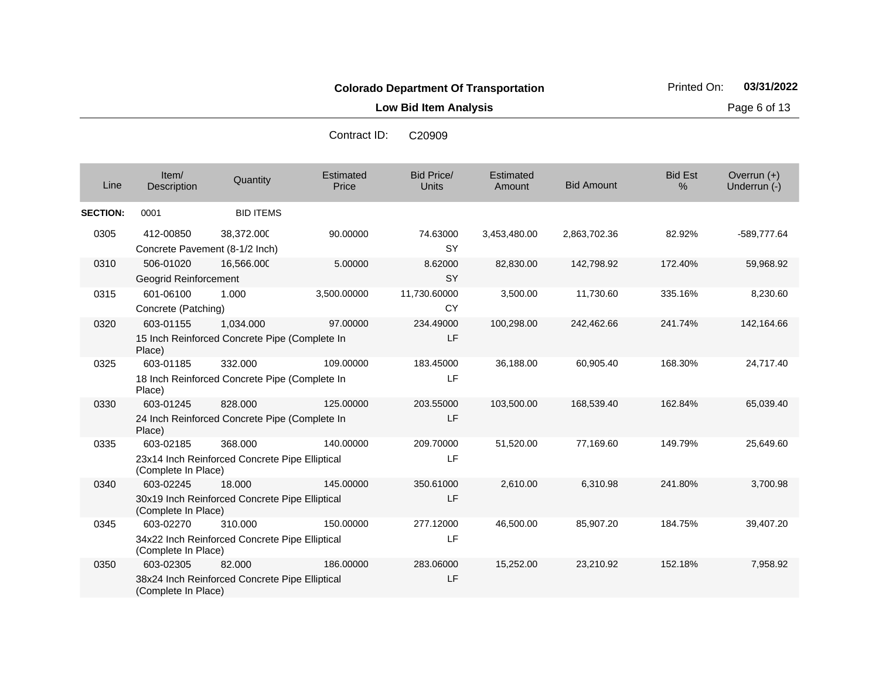**Colorado Department Of Transportation**

**Low Bid Item Analysis**

Printed On: **03/31/2022**

Contract ID: C20909

| Line | Item/ Description | Quantity | Estimated Price | Bid Price/ Units | Estimated Amount | Bid Amount | Bid Est % | Overrun (+) Underrun (-) |
|---|---|---|---|---|---|---|---|---|
| **SECTION:** | 0001 | BID ITEMS | | | | | | |
| 0305 | 412-00850 Concrete Pavement (8-1/2 Inch) | 38,372.000 | 90.00000 | 74.63000 SY | 3,453,480.00 | 2,863,702.36 | 82.92% | -589,777.64 |
| 0310 | 506-01020 Geogrid Reinforcement | 16,566.000 | 5.00000 | 8.62000 SY | 82,830.00 | 142,798.92 | 172.40% | 59,968.92 |
| 0315 | 601-06100 Concrete (Patching) | 1.000 | 3,500.00000 | 11,730.60000 CY | 3,500.00 | 11,730.60 | 335.16% | 8,230.60 |
| 0320 | 603-01155 15 Inch Reinforced Concrete Pipe (Complete In Place) | 1,034.000 | 97.00000 | 234.49000 LF | 100,298.00 | 242,462.66 | 241.74% | 142,164.66 |
| 0325 | 603-01185 18 Inch Reinforced Concrete Pipe (Complete In Place) | 332.000 | 109.00000 | 183.45000 LF | 36,188.00 | 60,905.40 | 168.30% | 24,717.40 |
| 0330 | 603-01245 24 Inch Reinforced Concrete Pipe (Complete In Place) | 828.000 | 125.00000 | 203.55000 LF | 103,500.00 | 168,539.40 | 162.84% | 65,039.40 |
| 0335 | 603-02185 23x14 Inch Reinforced Concrete Pipe Elliptical (Complete In Place) | 368.000 | 140.00000 | 209.70000 LF | 51,520.00 | 77,169.60 | 149.79% | 25,649.60 |
| 0340 | 603-02245 30x19 Inch Reinforced Concrete Pipe Elliptical (Complete In Place) | 18.000 | 145.00000 | 350.61000 LF | 2,610.00 | 6,310.98 | 241.80% | 3,700.98 |
| 0345 | 603-02270 34x22 Inch Reinforced Concrete Pipe Elliptical (Complete In Place) | 310.000 | 150.00000 | 277.12000 LF | 46,500.00 | 85,907.20 | 184.75% | 39,407.20 |
| 0350 | 603-02305 38x24 Inch Reinforced Concrete Pipe Elliptical (Complete In Place) | 82.000 | 186.00000 | 283.06000 LF | 15,252.00 | 23,210.92 | 152.18% | 7,958.92 |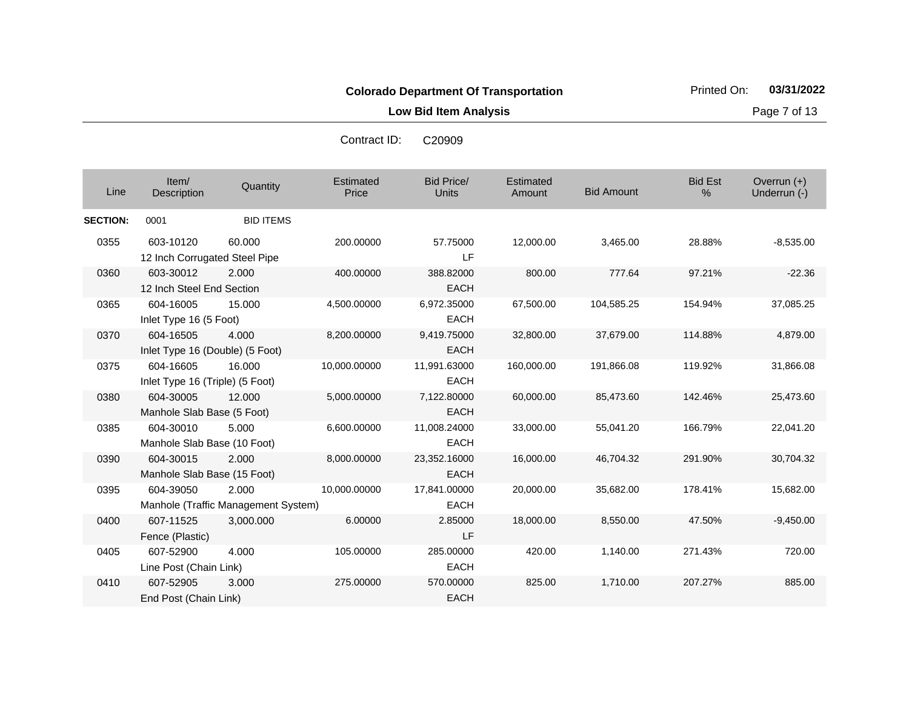**Colorado Department Of Transportation**

Printed On: **03/31/2022**

**Low Bid Item Analysis**

Contract ID: C20909

| Line | Item/ Description | Quantity | Estimated Price | Bid Price/ Units | Estimated Amount | Bid Amount | Bid Est % | Overrun (+) Underrun (-) |
|---|---|---|---|---|---|---|---|---|
| **SECTION:** | 0001 | BID ITEMS | | | | | | |
| 0355 | 603-10120 12 Inch Corrugated Steel Pipe | 60.000 | 200.00000 | 57.75000 LF | 12,000.00 | 3,465.00 | 28.88% | -8,535.00 |
| 0360 | 603-30012 12 Inch Steel End Section | 2.000 | 400.00000 | 388.82000 EACH | 800.00 | 777.64 | 97.21% | -22.36 |
| 0365 | 604-16005 Inlet Type 16 (5 Foot) | 15.000 | 4,500.00000 | 6,972.35000 EACH | 67,500.00 | 104,585.25 | 154.94% | 37,085.25 |
| 0370 | 604-16505 Inlet Type 16 (Double) (5 Foot) | 4.000 | 8,200.00000 | 9,419.75000 EACH | 32,800.00 | 37,679.00 | 114.88% | 4,879.00 |
| 0375 | 604-16605 Inlet Type 16 (Triple) (5 Foot) | 16.000 | 10,000.00000 | 11,991.63000 EACH | 160,000.00 | 191,866.08 | 119.92% | 31,866.08 |
| 0380 | 604-30005 Manhole Slab Base (5 Foot) | 12.000 | 5,000.00000 | 7,122.80000 EACH | 60,000.00 | 85,473.60 | 142.46% | 25,473.60 |
| 0385 | 604-30010 Manhole Slab Base (10 Foot) | 5.000 | 6,600.00000 | 11,008.24000 EACH | 33,000.00 | 55,041.20 | 166.79% | 22,041.20 |
| 0390 | 604-30015 Manhole Slab Base (15 Foot) | 2.000 | 8,000.00000 | 23,352.16000 EACH | 16,000.00 | 46,704.32 | 291.90% | 30,704.32 |
| 0395 | 604-39050 Manhole (Traffic Management System) | 2.000 | 10,000.00000 | 17,841.00000 EACH | 20,000.00 | 35,682.00 | 178.41% | 15,682.00 |
| 0400 | 607-11525 Fence (Plastic) | 3,000.000 | 6.00000 | 2.85000 LF | 18,000.00 | 8,550.00 | 47.50% | -9,450.00 |
| 0405 | 607-52900 Line Post (Chain Link) | 4.000 | 105.00000 | 285.00000 EACH | 420.00 | 1,140.00 | 271.43% | 720.00 |
| 0410 | 607-52905 End Post (Chain Link) | 3.000 | 275.00000 | 570.00000 EACH | 825.00 | 1,710.00 | 207.27% | 885.00 |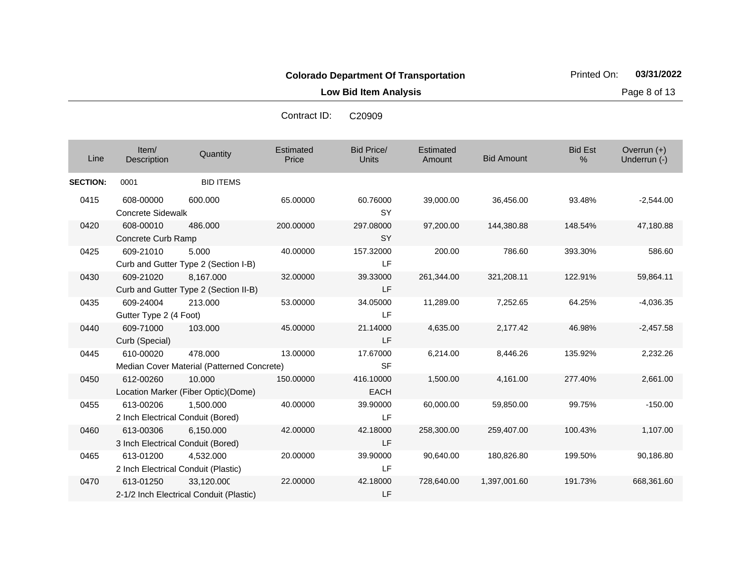**Colorado Department Of Transportation**

**Low Bid Item Analysis**

Printed On: **03/31/2022**

Contract ID: C20909

| Line | Item/ Description | Quantity | Estimated Price | Bid Price/ Units | Estimated Amount | Bid Amount | Bid Est % | Overrun (+) Underrun (-) |
|---|---|---|---|---|---|---|---|---|
| **SECTION:** | 0001 | BID ITEMS | | | | | | |
| 0415 | 608-00000 Concrete Sidewalk | 600.000 | 65.00000 | 60.76000 SY | 39,000.00 | 36,456.00 | 93.48% | -2,544.00 |
| 0420 | 608-00010 Concrete Curb Ramp | 486.000 | 200.00000 | 297.08000 SY | 97,200.00 | 144,380.88 | 148.54% | 47,180.88 |
| 0425 | 609-21010 Curb and Gutter Type 2 (Section I-B) | 5.000 | 40.00000 | 157.32000 LF | 200.00 | 786.60 | 393.30% | 586.60 |
| 0430 | 609-21020 Curb and Gutter Type 2 (Section II-B) | 8,167.000 | 32.00000 | 39.33000 LF | 261,344.00 | 321,208.11 | 122.91% | 59,864.11 |
| 0435 | 609-24004 Gutter Type 2 (4 Foot) | 213.000 | 53.00000 | 34.05000 LF | 11,289.00 | 7,252.65 | 64.25% | -4,036.35 |
| 0440 | 609-71000 Curb (Special) | 103.000 | 45.00000 | 21.14000 LF | 4,635.00 | 2,177.42 | 46.98% | -2,457.58 |
| 0445 | 610-00020 Median Cover Material (Patterned Concrete) | 478.000 | 13.00000 | 17.67000 SF | 6,214.00 | 8,446.26 | 135.92% | 2,232.26 |
| 0450 | 612-00260 Location Marker (Fiber Optic)(Dome) | 10.000 | 150.00000 | 416.10000 EACH | 1,500.00 | 4,161.00 | 277.40% | 2,661.00 |
| 0455 | 613-00206 2 Inch Electrical Conduit (Bored) | 1,500.000 | 40.00000 | 39.90000 LF | 60,000.00 | 59,850.00 | 99.75% | -150.00 |
| 0460 | 613-00306 3 Inch Electrical Conduit (Bored) | 6,150.000 | 42.00000 | 42.18000 LF | 258,300.00 | 259,407.00 | 100.43% | 1,107.00 |
| 0465 | 613-01200 2 Inch Electrical Conduit (Plastic) | 4,532.000 | 20.00000 | 39.90000 LF | 90,640.00 | 180,826.80 | 199.50% | 90,186.80 |
| 0470 | 613-01250 2-1/2 Inch Electrical Conduit (Plastic) | 33,120.000 | 22.00000 | 42.18000 LF | 728,640.00 | 1,397,001.60 | 191.73% | 668,361.60 |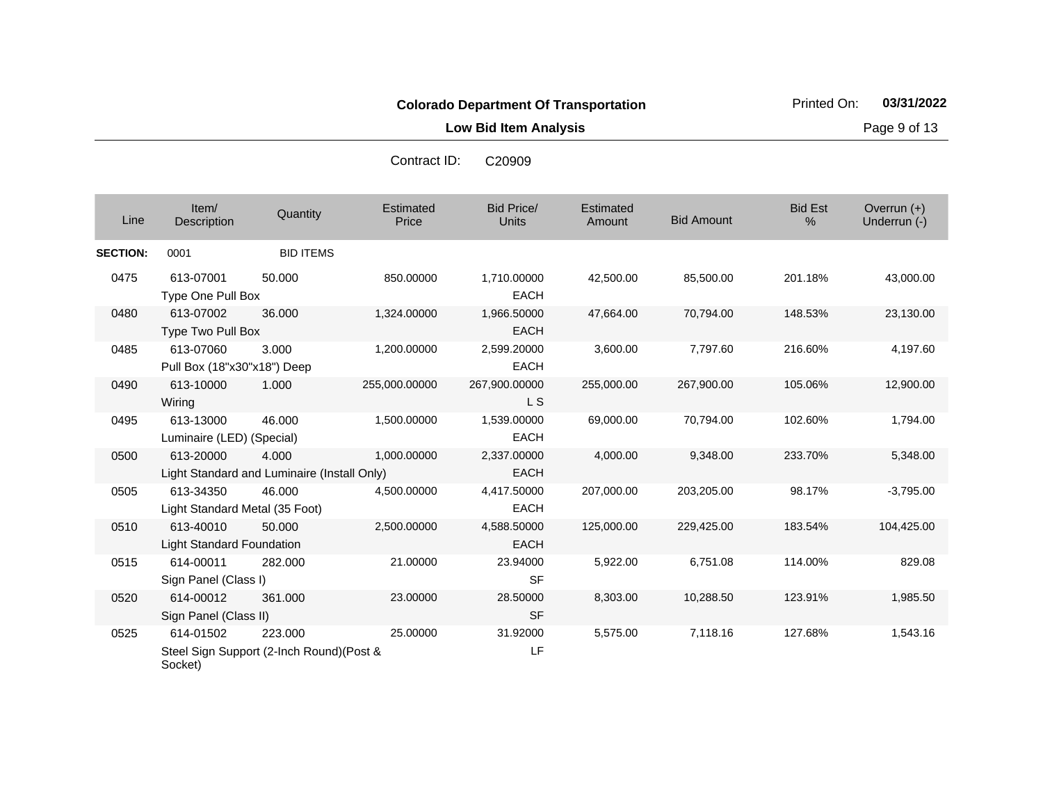**Colorado Department Of Transportation**

**Low Bid Item Analysis**

Printed On: **03/31/2022**

Contract ID: C20909

| Line | Item/ Description | Quantity | Estimated Price | Bid Price/ Units | Estimated Amount | Bid Amount | Bid Est % | Overrun (+) Underrun (-) |
|---|---|---|---|---|---|---|---|---|
| **SECTION:** | 0001 | BID ITEMS | | | | | | |
| 0475 | 613-07001 Type One Pull Box | 50.000 | 850.00000 | 1,710.00000 EACH | 42,500.00 | 85,500.00 | 201.18% | 43,000.00 |
| 0480 | 613-07002 Type Two Pull Box | 36.000 | 1,324.00000 | 1,966.50000 EACH | 47,664.00 | 70,794.00 | 148.53% | 23,130.00 |
| 0485 | 613-07060 Pull Box (18"x30"x18") Deep | 3.000 | 1,200.00000 | 2,599.20000 EACH | 3,600.00 | 7,797.60 | 216.60% | 4,197.60 |
| 0490 | 613-10000 Wiring | 1.000 | 255,000.00000 | 267,900.00000 L S | 255,000.00 | 267,900.00 | 105.06% | 12,900.00 |
| 0495 | 613-13000 Luminaire (LED) (Special) | 46.000 | 1,500.00000 | 1,539.00000 EACH | 69,000.00 | 70,794.00 | 102.60% | 1,794.00 |
| 0500 | 613-20000 Light Standard and Luminaire (Install Only) | 4.000 | 1,000.00000 | 2,337.00000 EACH | 4,000.00 | 9,348.00 | 233.70% | 5,348.00 |
| 0505 | 613-34350 Light Standard Metal (35 Foot) | 46.000 | 4,500.00000 | 4,417.50000 EACH | 207,000.00 | 203,205.00 | 98.17% | -3,795.00 |
| 0510 | 613-40010 Light Standard Foundation | 50.000 | 2,500.00000 | 4,588.50000 EACH | 125,000.00 | 229,425.00 | 183.54% | 104,425.00 |
| 0515 | 614-00011 Sign Panel (Class I) | 282.000 | 21.00000 | 23.94000 SF | 5,922.00 | 6,751.08 | 114.00% | 829.08 |
| 0520 | 614-00012 Sign Panel (Class II) | 361.000 | 23.00000 | 28.50000 SF | 8,303.00 | 10,288.50 | 123.91% | 1,985.50 |
| 0525 | 614-01502 Steel Sign Support (2-Inch Round)(Post & Socket) | 223.000 | 25.00000 | 31.92000 LF | 5,575.00 | 7,118.16 | 127.68% | 1,543.16 |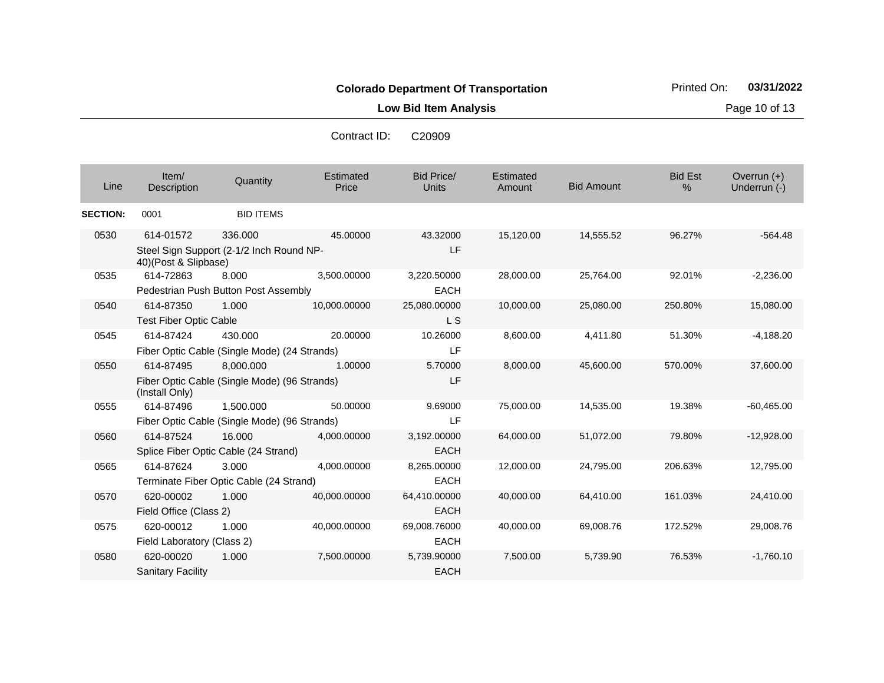**Colorado Department Of Transportation**

**Low Bid Item Analysis**

Printed On: **03/31/2022**

Contract ID: C20909

| Line | Item/ Description | Quantity | Estimated Price | Bid Price/ Units | Estimated Amount | Bid Amount | Bid Est % | Overrun (+) Underrun (-) |
|---|---|---|---|---|---|---|---|---|
| **SECTION:** | 0001 | BID ITEMS | | | | | | |
| 0530 | 614-01572 Steel Sign Support (2-1/2 Inch Round NP-40)(Post & Slipbase) | 336.000 | 45.00000 | 43.32000 LF | 15,120.00 | 14,555.52 | 96.27% | -564.48 |
| 0535 | 614-72863 Pedestrian Push Button Post Assembly | 8.000 | 3,500.00000 | 3,220.50000 EACH | 28,000.00 | 25,764.00 | 92.01% | -2,236.00 |
| 0540 | 614-87350 Test Fiber Optic Cable | 1.000 | 10,000.00000 | 25,080.00000 L S | 10,000.00 | 25,080.00 | 250.80% | 15,080.00 |
| 0545 | 614-87424 Fiber Optic Cable (Single Mode) (24 Strands) | 430.000 | 20.00000 | 10.26000 LF | 8,600.00 | 4,411.80 | 51.30% | -4,188.20 |
| 0550 | 614-87495 Fiber Optic Cable (Single Mode) (96 Strands) (Install Only) | 8,000.000 | 1.00000 | 5.70000 LF | 8,000.00 | 45,600.00 | 570.00% | 37,600.00 |
| 0555 | 614-87496 Fiber Optic Cable (Single Mode) (96 Strands) | 1,500.000 | 50.00000 | 9.69000 LF | 75,000.00 | 14,535.00 | 19.38% | -60,465.00 |
| 0560 | 614-87524 Splice Fiber Optic Cable (24 Strand) | 16.000 | 4,000.00000 | 3,192.00000 EACH | 64,000.00 | 51,072.00 | 79.80% | -12,928.00 |
| 0565 | 614-87624 Terminate Fiber Optic Cable (24 Strand) | 3.000 | 4,000.00000 | 8,265.00000 EACH | 12,000.00 | 24,795.00 | 206.63% | 12,795.00 |
| 0570 | 620-00002 Field Office (Class 2) | 1.000 | 40,000.00000 | 64,410.00000 EACH | 40,000.00 | 64,410.00 | 161.03% | 24,410.00 |
| 0575 | 620-00012 Field Laboratory (Class 2) | 1.000 | 40,000.00000 | 69,008.76000 EACH | 40,000.00 | 69,008.76 | 172.52% | 29,008.76 |
| 0580 | 620-00020 Sanitary Facility | 1.000 | 7,500.00000 | 5,739.90000 EACH | 7,500.00 | 5,739.90 | 76.53% | -1,760.10 |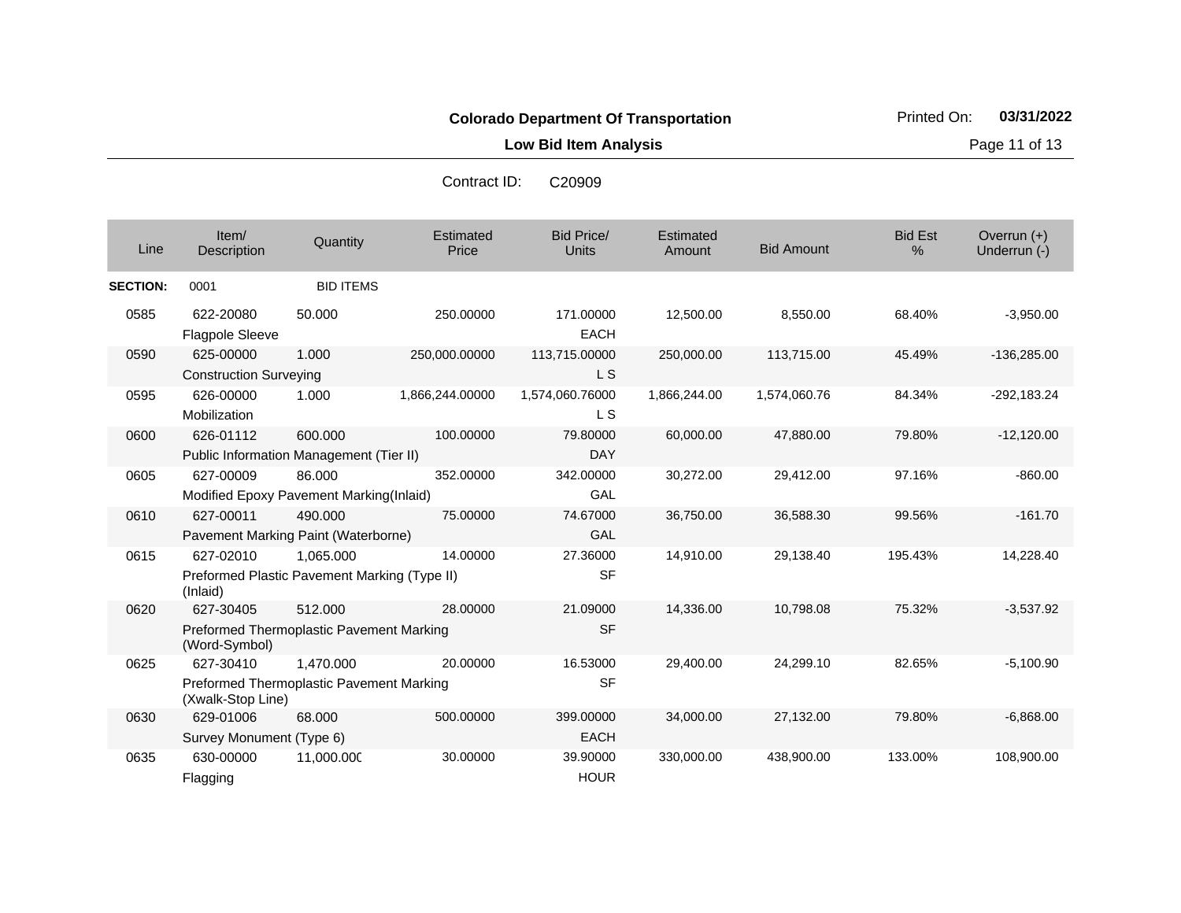**Colorado Department Of Transportation**

**Low Bid Item Analysis**

Contract ID: C20909

| Line | Item/ Description | Quantity | Estimated Price | Bid Price/ Units | Estimated Amount | Bid Amount | Bid Est % | Overrun (+) Underrun (-) |
|---|---|---|---|---|---|---|---|---|
| **SECTION:** | 0001 | BID ITEMS | | | | | | |
| 0585 | 622-20080 Flagpole Sleeve | 50.000 | 250.00000 | 171.00000 EACH | 12,500.00 | 8,550.00 | 68.40% | -3,950.00 |
| 0590 | 625-00000 Construction Surveying | 1.000 | 250,000.00000 | 113,715.00000 L S | 250,000.00 | 113,715.00 | 45.49% | -136,285.00 |
| 0595 | 626-00000 Mobilization | 1.000 | 1,866,244.00000 | 1,574,060.76000 L S | 1,866,244.00 | 1,574,060.76 | 84.34% | -292,183.24 |
| 0600 | 626-01112 Public Information Management (Tier II) | 600.000 | 100.00000 | 79.80000 DAY | 60,000.00 | 47,880.00 | 79.80% | -12,120.00 |
| 0605 | 627-00009 Modified Epoxy Pavement Marking(Inlaid) | 86.000 | 352.00000 | 342.00000 GAL | 30,272.00 | 29,412.00 | 97.16% | -860.00 |
| 0610 | 627-00011 Pavement Marking Paint (Waterborne) | 490.000 | 75.00000 | 74.67000 GAL | 36,750.00 | 36,588.30 | 99.56% | -161.70 |
| 0615 | 627-02010 Preformed Plastic Pavement Marking (Type II) (Inlaid) | 1,065.000 | 14.00000 | 27.36000 SF | 14,910.00 | 29,138.40 | 195.43% | 14,228.40 |
| 0620 | 627-30405 Preformed Thermoplastic Pavement Marking (Word-Symbol) | 512.000 | 28.00000 | 21.09000 SF | 14,336.00 | 10,798.08 | 75.32% | -3,537.92 |
| 0625 | 627-30410 Preformed Thermoplastic Pavement Marking (Xwalk-Stop Line) | 1,470.000 | 20.00000 | 16.53000 SF | 29,400.00 | 24,299.10 | 82.65% | -5,100.90 |
| 0630 | 629-01006 Survey Monument (Type 6) | 68.000 | 500.00000 | 399.00000 EACH | 34,000.00 | 27,132.00 | 79.80% | -6,868.00 |
| 0635 | 630-00000 Flagging | 11,000.000 | 30.00000 | 39.90000 HOUR | 330,000.00 | 438,900.00 | 133.00% | 108,900.00 |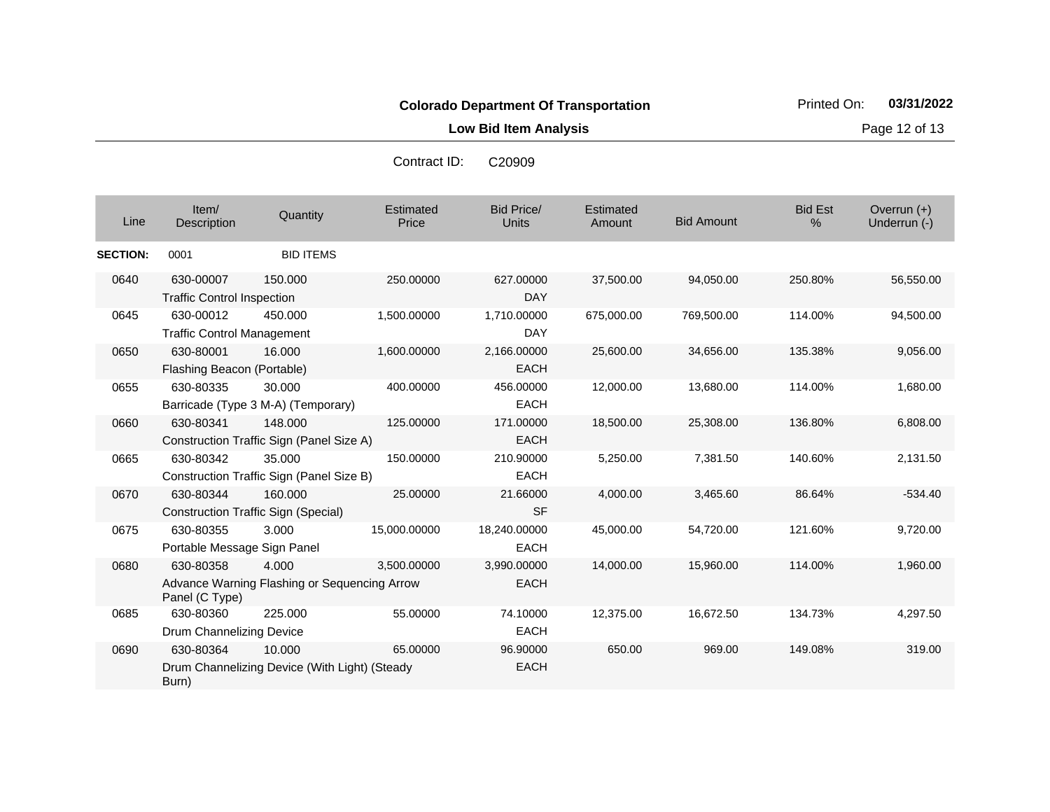**Colorado Department Of Transportation**

**Low Bid Item Analysis**

Printed On: **03/31/2022**

Contract ID: C20909

| Line | Item/ Description | Quantity | Estimated Price | Bid Price/ Units | Estimated Amount | Bid Amount | Bid Est % | Overrun (+) Underrun (-) |
|---|---|---|---|---|---|---|---|---|
| **SECTION:** | 0001 | BID ITEMS | | | | | | |
| 0640 | 630-00007 Traffic Control Inspection | 150.000 | 250.00000 | 627.00000 DAY | 37,500.00 | 94,050.00 | 250.80% | 56,550.00 |
| 0645 | 630-00012 Traffic Control Management | 450.000 | 1,500.00000 | 1,710.00000 DAY | 675,000.00 | 769,500.00 | 114.00% | 94,500.00 |
| 0650 | 630-80001 Flashing Beacon (Portable) | 16.000 | 1,600.00000 | 2,166.00000 EACH | 25,600.00 | 34,656.00 | 135.38% | 9,056.00 |
| 0655 | 630-80335 Barricade (Type 3 M-A) (Temporary) | 30.000 | 400.00000 | 456.00000 EACH | 12,000.00 | 13,680.00 | 114.00% | 1,680.00 |
| 0660 | 630-80341 Construction Traffic Sign (Panel Size A) | 148.000 | 125.00000 | 171.00000 EACH | 18,500.00 | 25,308.00 | 136.80% | 6,808.00 |
| 0665 | 630-80342 Construction Traffic Sign (Panel Size B) | 35.000 | 150.00000 | 210.90000 EACH | 5,250.00 | 7,381.50 | 140.60% | 2,131.50 |
| 0670 | 630-80344 Construction Traffic Sign (Special) | 160.000 | 25.00000 | 21.66000 SF | 4,000.00 | 3,465.60 | 86.64% | -534.40 |
| 0675 | 630-80355 Portable Message Sign Panel | 3.000 | 15,000.00000 | 18,240.00000 EACH | 45,000.00 | 54,720.00 | 121.60% | 9,720.00 |
| 0680 | 630-80358 Advance Warning Flashing or Sequencing Arrow Panel (C Type) | 4.000 | 3,500.00000 | 3,990.00000 EACH | 14,000.00 | 15,960.00 | 114.00% | 1,960.00 |
| 0685 | 630-80360 Drum Channelizing Device | 225.000 | 55.00000 | 74.10000 EACH | 12,375.00 | 16,672.50 | 134.73% | 4,297.50 |
| 0690 | 630-80364 Drum Channelizing Device (With Light) (Steady Burn) | 10.000 | 65.00000 | 96.90000 EACH | 650.00 | 969.00 | 149.08% | 319.00 |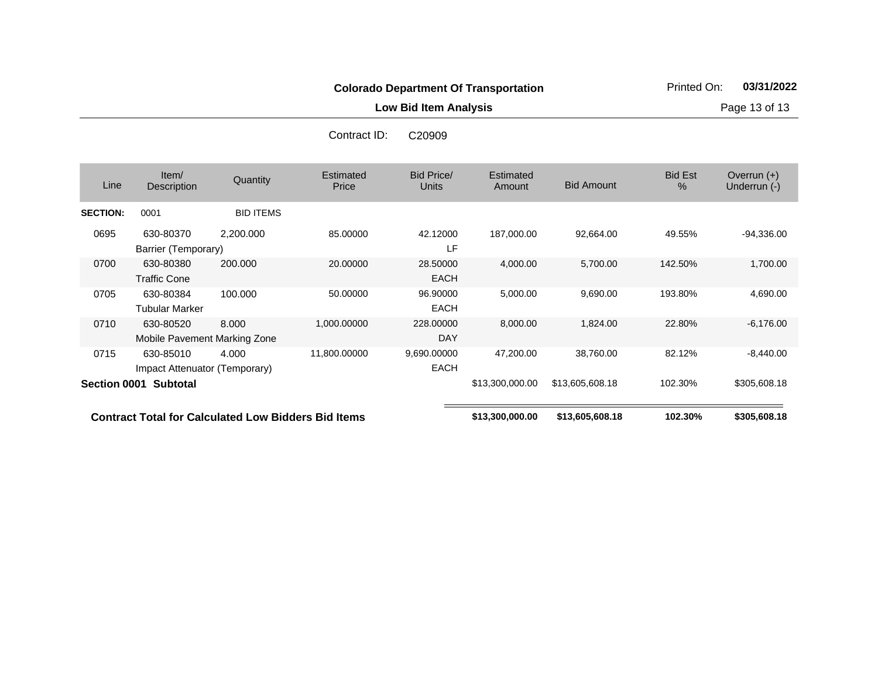**Colorado Department Of Transportation**

Printed On: **03/31/2022**

**Low Bid Item Analysis**

Contract ID: C20909

| Line | Item/ Description | Quantity | Estimated Price | Bid Price/ Units | Estimated Amount | Bid Amount | Bid Est % | Overrun (+) Underrun (-) |
|---|---|---|---|---|---|---|---|---|
| **SECTION:** | 0001 | BID ITEMS | | | | | | |
| 0695 | 630-80370 Barrier (Temporary) | 2,200.000 | 85.00000 | 42.12000 LF | 187,000.00 | 92,664.00 | 49.55% | -94,336.00 |
| 0700 | 630-80380 Traffic Cone | 200.000 | 20.00000 | 28.50000 EACH | 4,000.00 | 5,700.00 | 142.50% | 1,700.00 |
| 0705 | 630-80384 Tubular Marker | 100.000 | 50.00000 | 96.90000 EACH | 5,000.00 | 9,690.00 | 193.80% | 4,690.00 |
| 0710 | 630-80520 Mobile Pavement Marking Zone | 8.000 | 1,000.00000 | 228.00000 DAY | 8,000.00 | 1,824.00 | 22.80% | -6,176.00 |
| 0715 | 630-85010 Impact Attenuator (Temporary) | 4.000 | 11,800.00000 | 9,690.00000 EACH | 47,200.00 | 38,760.00 | 82.12% | -8,440.00 |
| **Section 0001 Subtotal** | | | | | $13,300,000.00 | $13,605,608.18 | 102.30% | $305,608.18 |
| **Contract Total for Calculated Low Bidders Bid Items** | | | | | **$13,300,000.00** | **$13,605,608.18** | **102.30%** | **$305,608.18** |